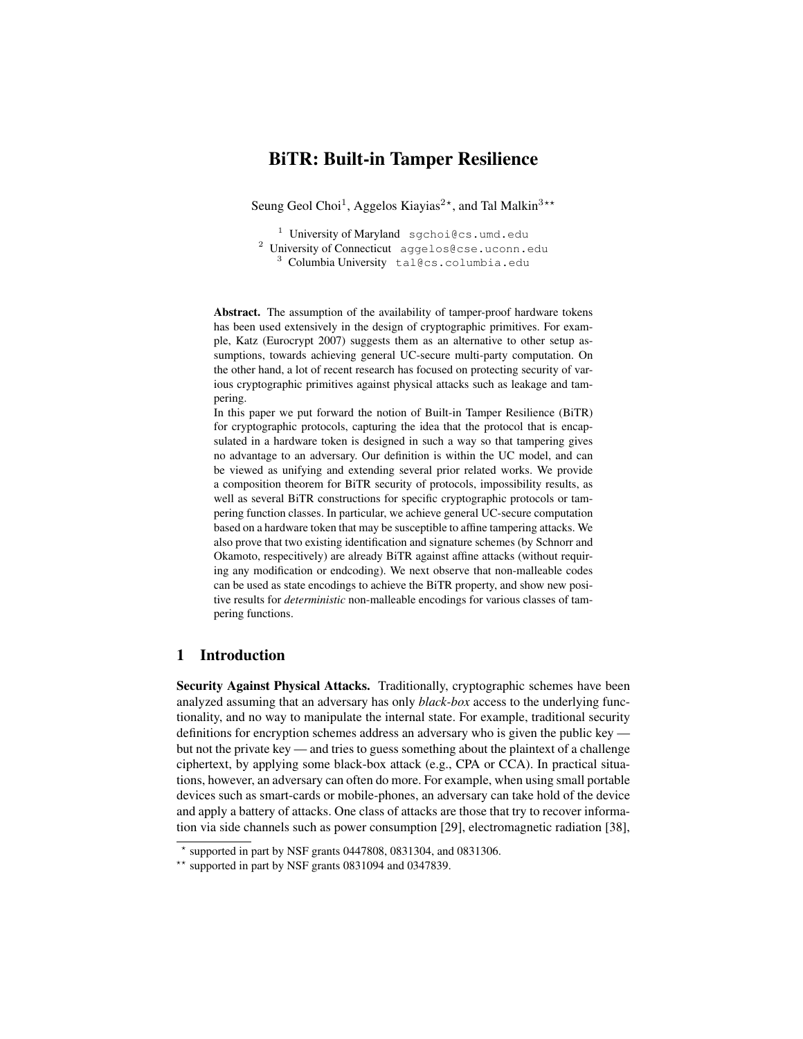# BiTR: Built-in Tamper Resilience

Seung Geol Choi[1], Aggelos Kiayias[2*], and Tal Malkin[3**]

[1] University of Maryland sgchoi@cs.umd.edu
[2] University of Connecticut aggelos@cse.uconn.edu
[3] Columbia University tal@cs.columbia.edu

**Abstract.** The assumption of the availability of tamper-proof hardware tokens has been used extensively in the design of cryptographic primitives. For example, Katz (Eurocrypt 2007) suggests them as an alternative to other setup assumptions, towards achieving general UC-secure multi-party computation. On the other hand, a lot of recent research has focused on protecting security of various cryptographic primitives against physical attacks such as leakage and tampering.

In this paper we put forward the notion of Built-in Tamper Resilience (BiTR) for cryptographic protocols, capturing the idea that the protocol that is encapsulated in a hardware token is designed in such a way so that tampering gives no advantage to an adversary. Our definition is within the UC model, and can be viewed as unifying and extending several prior related works. We provide a composition theorem for BiTR security of protocols, impossibility results, as well as several BiTR constructions for specific cryptographic protocols or tampering function classes. In particular, we achieve general UC-secure computation based on a hardware token that may be susceptible to affine tampering attacks. We also prove that two existing identification and signature schemes (by Schnorr and Okamoto, respecitively) are already BiTR against affine attacks (without requiring any modification or endcoding). We next observe that non-malleable codes can be used as state encodings to achieve the BiTR property, and show new positive results for *deterministic* non-malleable encodings for various classes of tampering functions.

## 1 Introduction

**Security Against Physical Attacks.** Traditionally, cryptographic schemes have been analyzed assuming that an adversary has only *black-box* access to the underlying functionality, and no way to manipulate the internal state. For example, traditional security definitions for encryption schemes address an adversary who is given the public key — but not the private key — and tries to guess something about the plaintext of a challenge ciphertext, by applying some black-box attack (e.g., CPA or CCA). In practical situations, however, an adversary can often do more. For example, when using small portable devices such as smart-cards or mobile-phones, an adversary can take hold of the device and apply a battery of attacks. One class of attacks are those that try to recover information via side channels such as power consumption [29], electromagnetic radiation [38],

* supported in part by NSF grants 0447808, 0831304, and 0831306.

** supported in part by NSF grants 0831094 and 0347839.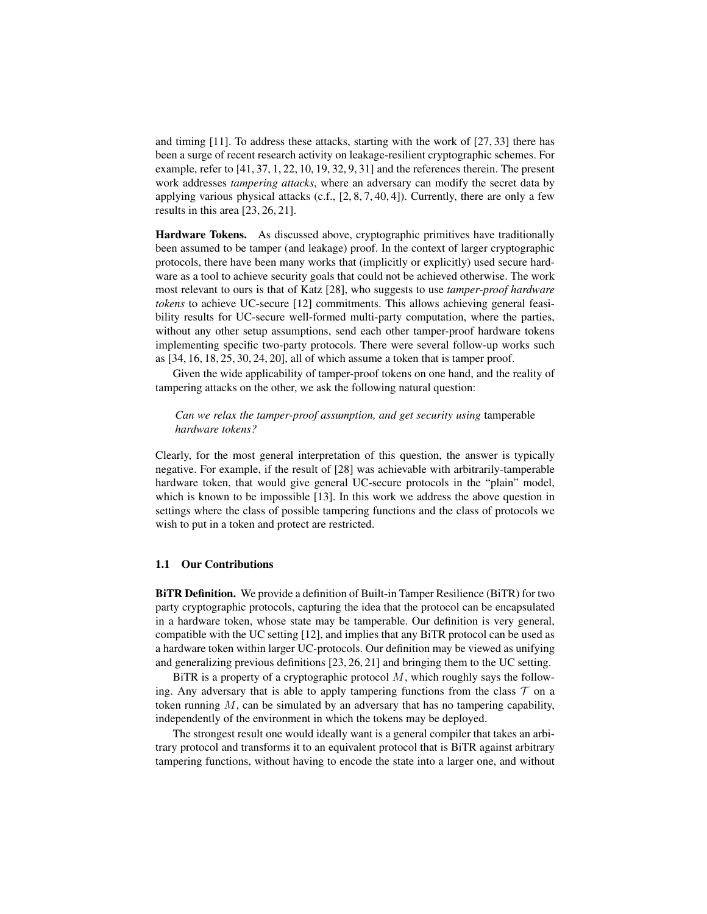and timing [11]. To address these attacks, starting with the work of [27, 33] there has been a surge of recent research activity on leakage-resilient cryptographic schemes. For example, refer to [41, 37, 1, 22, 10, 19, 32, 9, 31] and the references therein. The present work addresses *tampering attacks*, where an adversary can modify the secret data by applying various physical attacks (c.f., [2, 8, 7, 40, 4]). Currently, there are only a few results in this area [23, 26, 21].

**Hardware Tokens.** As discussed above, cryptographic primitives have traditionally been assumed to be tamper (and leakage) proof. In the context of larger cryptographic protocols, there have been many works that (implicitly or explicitly) used secure hardware as a tool to achieve security goals that could not be achieved otherwise. The work most relevant to ours is that of Katz [28], who suggests to use *tamper-proof hardware tokens* to achieve UC-secure [12] commitments. This allows achieving general feasibility results for UC-secure well-formed multi-party computation, where the parties, without any other setup assumptions, send each other tamper-proof hardware tokens implementing specific two-party protocols. There were several follow-up works such as [34, 16, 18, 25, 30, 24, 20], all of which assume a token that is tamper proof.

Given the wide applicability of tamper-proof tokens on one hand, and the reality of tampering attacks on the other, we ask the following natural question:

> *Can we relax the tamper-proof assumption, and get security using* tamperable *hardware tokens?*

Clearly, for the most general interpretation of this question, the answer is typically negative. For example, if the result of [28] was achievable with arbitrarily-tamperable hardware token, that would give general UC-secure protocols in the "plain" model, which is known to be impossible [13]. In this work we address the above question in settings where the class of possible tampering functions and the class of protocols we wish to put in a token and protect are restricted.

### 1.1 Our Contributions

**BiTR Definition.** We provide a definition of Built-in Tamper Resilience (BiTR) for two party cryptographic protocols, capturing the idea that the protocol can be encapsulated in a hardware token, whose state may be tamperable. Our definition is very general, compatible with the UC setting [12], and implies that any BiTR protocol can be used as a hardware token within larger UC-protocols. Our definition may be viewed as unifying and generalizing previous definitions [23, 26, 21] and bringing them to the UC setting.

BiTR is a property of a cryptographic protocol $M$, which roughly says the following. Any adversary that is able to apply tampering functions from the class $\mathcal{T}$ on a token running $M$, can be simulated by an adversary that has no tampering capability, independently of the environment in which the tokens may be deployed.

The strongest result one would ideally want is a general compiler that takes an arbitrary protocol and transforms it to an equivalent protocol that is BiTR against arbitrary tampering functions, without having to encode the state into a larger one, and without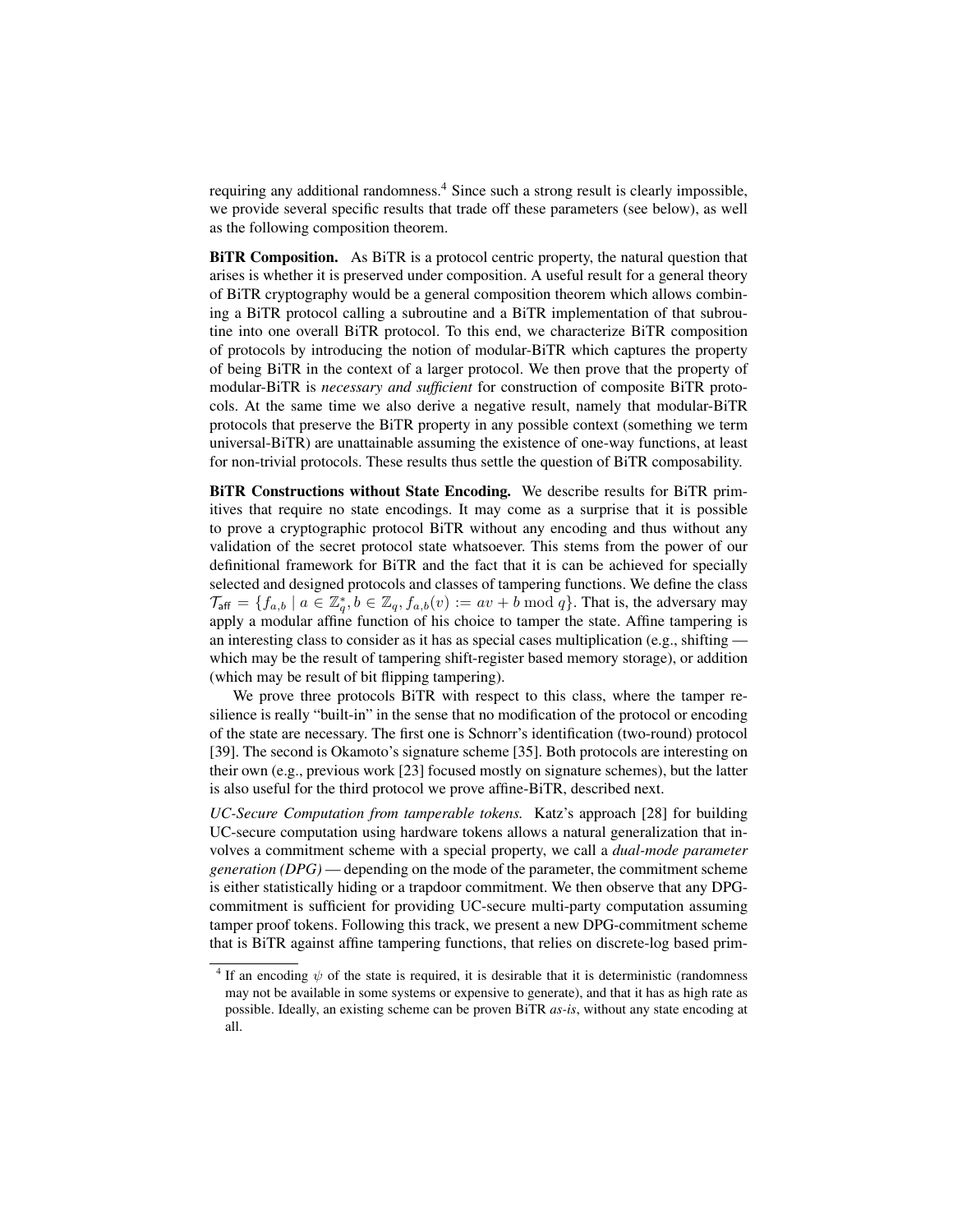requiring any additional randomness.[4] Since such a strong result is clearly impossible, we provide several specific results that trade off these parameters (see below), as well as the following composition theorem.

**BiTR Composition.** As BiTR is a protocol centric property, the natural question that arises is whether it is preserved under composition. A useful result for a general theory of BiTR cryptography would be a general composition theorem which allows combining a BiTR protocol calling a subroutine and a BiTR implementation of that subroutine into one overall BiTR protocol. To this end, we characterize BiTR composition of protocols by introducing the notion of modular-BiTR which captures the property of being BiTR in the context of a larger protocol. We then prove that the property of modular-BiTR is *necessary and sufficient* for construction of composite BiTR protocols. At the same time we also derive a negative result, namely that modular-BiTR protocols that preserve the BiTR property in any possible context (something we term universal-BiTR) are unattainable assuming the existence of one-way functions, at least for non-trivial protocols. These results thus settle the question of BiTR composability.

**BiTR Constructions without State Encoding.** We describe results for BiTR primitives that require no state encodings. It may come as a surprise that it is possible to prove a cryptographic protocol BiTR without any encoding and thus without any validation of the secret protocol state whatsoever. This stems from the power of our definitional framework for BiTR and the fact that it is can be achieved for specially selected and designed protocols and classes of tampering functions. We define the class $\mathcal{T}_{\mathsf{aff}} = \{f_{a,b} \mid a \in \mathbb{Z}_q^*, b \in \mathbb{Z}_q, f_{a,b}(v) := av + b \bmod q\}$. That is, the adversary may apply a modular affine function of his choice to tamper the state. Affine tampering is an interesting class to consider as it has as special cases multiplication (e.g., shifting — which may be the result of tampering shift-register based memory storage), or addition (which may be result of bit flipping tampering).

We prove three protocols BiTR with respect to this class, where the tamper resilience is really "built-in" in the sense that no modification of the protocol or encoding of the state are necessary. The first one is Schnorr's identification (two-round) protocol [39]. The second is Okamoto's signature scheme [35]. Both protocols are interesting on their own (e.g., previous work [23] focused mostly on signature schemes), but the latter is also useful for the third protocol we prove affine-BiTR, described next.

*UC-Secure Computation from tamperable tokens.* Katz's approach [28] for building UC-secure computation using hardware tokens allows a natural generalization that involves a commitment scheme with a special property, we call a *dual-mode parameter generation (DPG)* — depending on the mode of the parameter, the commitment scheme is either statistically hiding or a trapdoor commitment. We then observe that any DPG-commitment is sufficient for providing UC-secure multi-party computation assuming tamper proof tokens. Following this track, we present a new DPG-commitment scheme that is BiTR against affine tampering functions, that relies on discrete-log based prim-

[4] If an encoding $\psi$ of the state is required, it is desirable that it is deterministic (randomness may not be available in some systems or expensive to generate), and that it has as high rate as possible. Ideally, an existing scheme can be proven BiTR *as-is*, without any state encoding at all.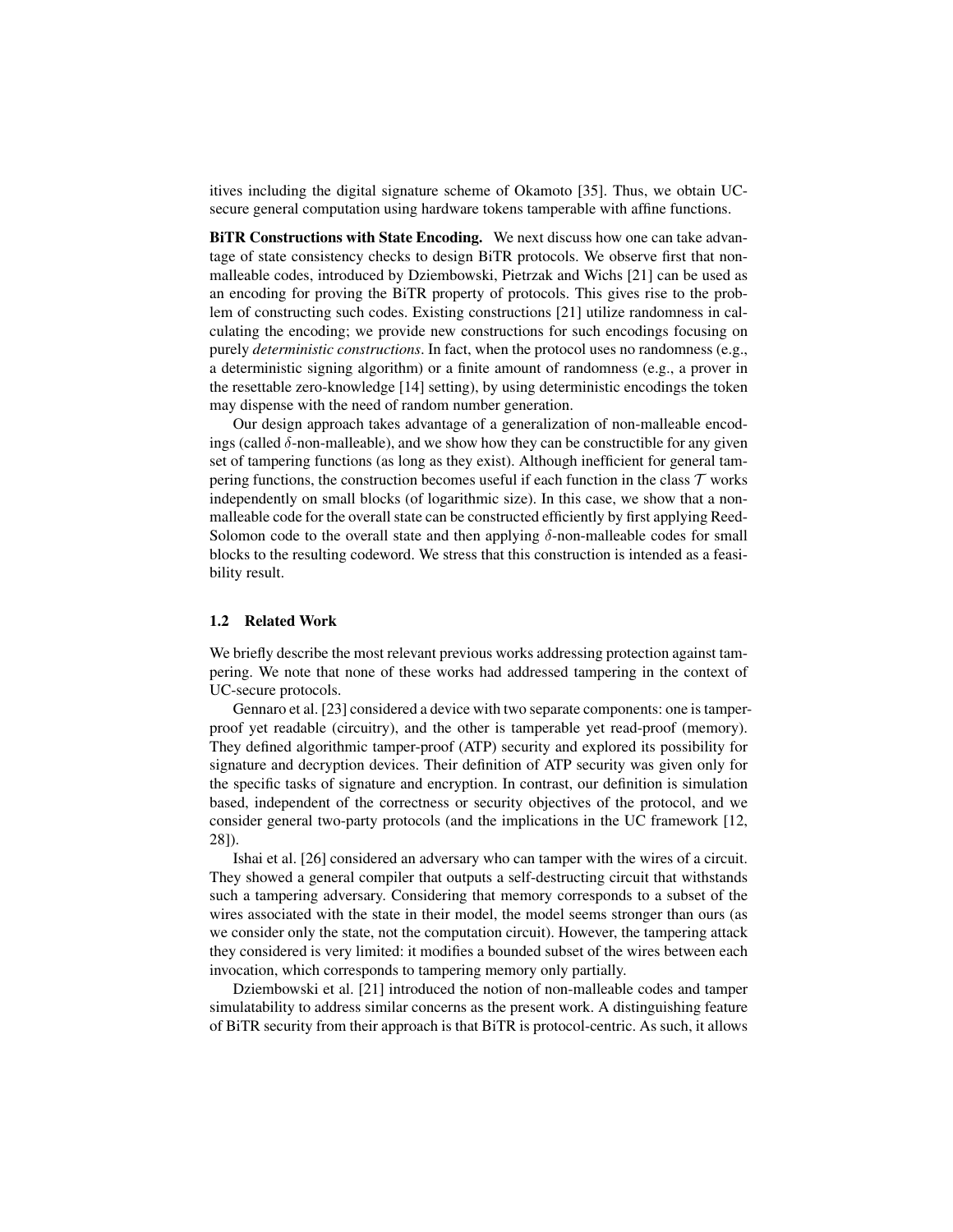itives including the digital signature scheme of Okamoto [35]. Thus, we obtain UC-secure general computation using hardware tokens tamperable with affine functions.

**BiTR Constructions with State Encoding.** We next discuss how one can take advantage of state consistency checks to design BiTR protocols. We observe first that non-malleable codes, introduced by Dziembowski, Pietrzak and Wichs [21] can be used as an encoding for proving the BiTR property of protocols. This gives rise to the problem of constructing such codes. Existing constructions [21] utilize randomness in calculating the encoding; we provide new constructions for such encodings focusing on purely *deterministic constructions*. In fact, when the protocol uses no randomness (e.g., a deterministic signing algorithm) or a finite amount of randomness (e.g., a prover in the resettable zero-knowledge [14] setting), by using deterministic encodings the token may dispense with the need of random number generation.

Our design approach takes advantage of a generalization of non-malleable encodings (called $\delta$-non-malleable), and we show how they can be constructible for any given set of tampering functions (as long as they exist). Although inefficient for general tampering functions, the construction becomes useful if each function in the class $\mathcal{T}$ works independently on small blocks (of logarithmic size). In this case, we show that a non-malleable code for the overall state can be constructed efficiently by first applying Reed-Solomon code to the overall state and then applying $\delta$-non-malleable codes for small blocks to the resulting codeword. We stress that this construction is intended as a feasibility result.

### 1.2 Related Work

We briefly describe the most relevant previous works addressing protection against tampering. We note that none of these works had addressed tampering in the context of UC-secure protocols.

Gennaro et al. [23] considered a device with two separate components: one is tamper-proof yet readable (circuitry), and the other is tamperable yet read-proof (memory). They defined algorithmic tamper-proof (ATP) security and explored its possibility for signature and decryption devices. Their definition of ATP security was given only for the specific tasks of signature and encryption. In contrast, our definition is simulation based, independent of the correctness or security objectives of the protocol, and we consider general two-party protocols (and the implications in the UC framework [12, 28]).

Ishai et al. [26] considered an adversary who can tamper with the wires of a circuit. They showed a general compiler that outputs a self-destructing circuit that withstands such a tampering adversary. Considering that memory corresponds to a subset of the wires associated with the state in their model, the model seems stronger than ours (as we consider only the state, not the computation circuit). However, the tampering attack they considered is very limited: it modifies a bounded subset of the wires between each invocation, which corresponds to tampering memory only partially.

Dziembowski et al. [21] introduced the notion of non-malleable codes and tamper simulatability to address similar concerns as the present work. A distinguishing feature of BiTR security from their approach is that BiTR is protocol-centric. As such, it allows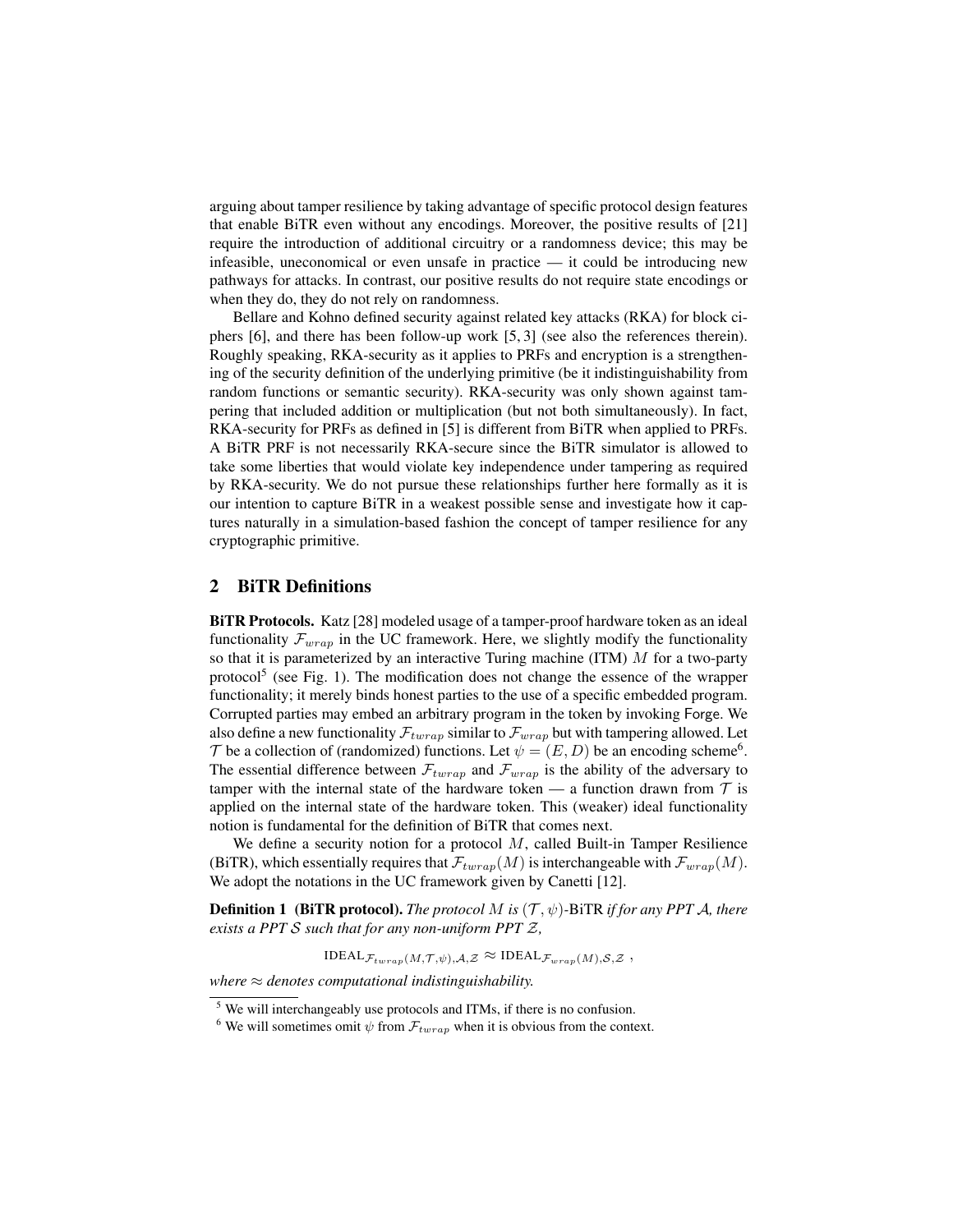arguing about tamper resilience by taking advantage of specific protocol design features that enable BiTR even without any encodings. Moreover, the positive results of [21] require the introduction of additional circuitry or a randomness device; this may be infeasible, uneconomical or even unsafe in practice — it could be introducing new pathways for attacks. In contrast, our positive results do not require state encodings or when they do, they do not rely on randomness.

Bellare and Kohno defined security against related key attacks (RKA) for block ciphers [6], and there has been follow-up work [5, 3] (see also the references therein). Roughly speaking, RKA-security as it applies to PRFs and encryption is a strengthening of the security definition of the underlying primitive (be it indistinguishability from random functions or semantic security). RKA-security was only shown against tampering that included addition or multiplication (but not both simultaneously). In fact, RKA-security for PRFs as defined in [5] is different from BiTR when applied to PRFs. A BiTR PRF is not necessarily RKA-secure since the BiTR simulator is allowed to take some liberties that would violate key independence under tampering as required by RKA-security. We do not pursue these relationships further here formally as it is our intention to capture BiTR in a weakest possible sense and investigate how it captures naturally in a simulation-based fashion the concept of tamper resilience for any cryptographic primitive.

## 2 BiTR Definitions

**BiTR Protocols.** Katz [28] modeled usage of a tamper-proof hardware token as an ideal functionality $\mathcal{F}_{wrap}$ in the UC framework. Here, we slightly modify the functionality so that it is parameterized by an interactive Turing machine (ITM) $M$ for a two-party protocol[5] (see Fig. 1). The modification does not change the essence of the wrapper functionality; it merely binds honest parties to the use of a specific embedded program. Corrupted parties may embed an arbitrary program in the token by invoking Forge. We also define a new functionality $\mathcal{F}_{twrap}$ similar to $\mathcal{F}_{wrap}$ but with tampering allowed. Let $\mathcal{T}$ be a collection of (randomized) functions. Let $\psi = (E, D)$ be an encoding scheme[6]. The essential difference between $\mathcal{F}_{twrap}$ and $\mathcal{F}_{wrap}$ is the ability of the adversary to tamper with the internal state of the hardware token — a function drawn from $\mathcal{T}$ is applied on the internal state of the hardware token. This (weaker) ideal functionality notion is fundamental for the definition of BiTR that comes next.

We define a security notion for a protocol $M$, called Built-in Tamper Resilience (BiTR), which essentially requires that $\mathcal{F}_{twrap}(M)$ is interchangeable with $\mathcal{F}_{wrap}(M)$. We adopt the notations in the UC framework given by Canetti [12].

**Definition 1 (BiTR protocol).** *The protocol $M$ is $(\mathcal{T}, \psi)$-BiTR if for any PPT $\mathcal{A}$, there exists a PPT $\mathcal{S}$ such that for any non-uniform PPT $\mathcal{Z}$,*

$$\text{IDEAL}_{\mathcal{F}_{twrap}(M,\mathcal{T},\psi),\mathcal{A},\mathcal{Z}} \approx \text{IDEAL}_{\mathcal{F}_{wrap}(M),\mathcal{S},\mathcal{Z}} \ ,$$

*where $\approx$ denotes computational indistinguishability.*

[5] We will interchangeably use protocols and ITMs, if there is no confusion.

[6] We will sometimes omit $\psi$ from $\mathcal{F}_{twrap}$ when it is obvious from the context.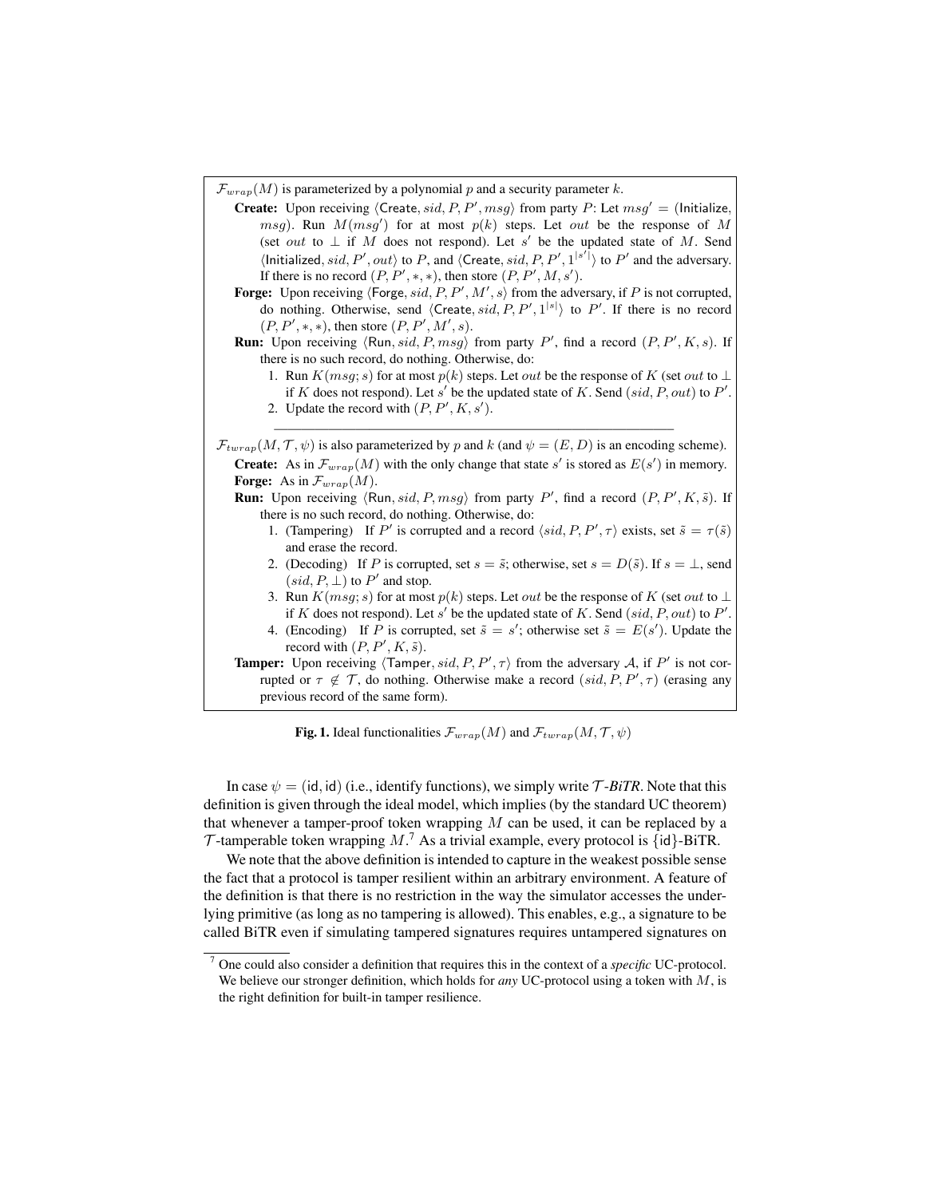$\mathcal{F}_{wrap}(M)$ is parameterized by a polynomial $p$ and a security parameter $k$.

**Create:** Upon receiving $\langle \mathsf{Create}, sid, P, P', msg \rangle$ from party $P$: Let $msg' = (\mathsf{Initialize}, msg)$. Run $M(msg')$ for at most $p(k)$ steps. Let $out$ be the response of $M$ (set $out$ to $\perp$ if $M$ does not respond). Let $s'$ be the updated state of $M$. Send $\langle \mathsf{Initialized}, sid, P', out \rangle$ to $P$, and $\langle \mathsf{Create}, sid, P, P', 1^{|s'|} \rangle$ to $P'$ and the adversary. If there is no record $(P, P', *, *)$, then store $(P, P', M, s')$.

**Forge:** Upon receiving $\langle \mathsf{Forge}, sid, P, P', M', s \rangle$ from the adversary, if $P$ is not corrupted, do nothing. Otherwise, send $\langle \mathsf{Create}, sid, P, P', 1^{|s|} \rangle$ to $P'$. If there is no record $(P, P', *, *)$, then store $(P, P', M', s)$.

**Run:** Upon receiving $\langle \mathsf{Run}, sid, P, msg \rangle$ from party $P'$, find a record $(P, P', K, s)$. If there is no such record, do nothing. Otherwise, do:

1. Run $K(msg; s)$ for at most $p(k)$ steps. Let $out$ be the response of $K$ (set $out$ to $\perp$ if $K$ does not respond). Let $s'$ be the updated state of $K$. Send $(sid, P, out)$ to $P'$.
2. Update the record with $(P, P', K, s')$.

---

$\mathcal{F}_{twrap}(M, \mathcal{T}, \psi)$ is also parameterized by $p$ and $k$ (and $\psi = (E, D)$ is an encoding scheme).

**Create:** As in $\mathcal{F}_{wrap}(M)$ with the only change that state $s'$ is stored as $E(s')$ in memory.

**Forge:** As in $\mathcal{F}_{wrap}(M)$.

**Run:** Upon receiving $\langle \mathsf{Run}, sid, P, msg \rangle$ from party $P'$, find a record $(P, P', K, \tilde{s})$. If there is no such record, do nothing. Otherwise, do:

1. (Tampering) If $P'$ is corrupted and a record $\langle sid, P, P', \tau \rangle$ exists, set $\tilde{s} = \tau(\tilde{s})$ and erase the record.
2. (Decoding) If $P$ is corrupted, set $s = \tilde{s}$; otherwise, set $s = D(\tilde{s})$. If $s = \perp$, send $(sid, P, \perp)$ to $P'$ and stop.
3. Run $K(msg; s)$ for at most $p(k)$ steps. Let $out$ be the response of $K$ (set $out$ to $\perp$ if $K$ does not respond). Let $s'$ be the updated state of $K$. Send $(sid, P, out)$ to $P'$.
4. (Encoding) If $P$ is corrupted, set $\tilde{s} = s'$; otherwise set $\tilde{s} = E(s')$. Update the record with $(P, P', K, \tilde{s})$.

**Tamper:** Upon receiving $\langle \mathsf{Tamper}, sid, P, P', \tau \rangle$ from the adversary $\mathcal{A}$, if $P'$ is not corrupted or $\tau \notin \mathcal{T}$, do nothing. Otherwise make a record $(sid, P, P', \tau)$ (erasing any previous record of the same form).

**Fig. 1.** Ideal functionalities $\mathcal{F}_{wrap}(M)$ and $\mathcal{F}_{twrap}(M, \mathcal{T}, \psi)$

In case $\psi = (\mathsf{id}, \mathsf{id})$ (i.e., identify functions), we simply write $\mathcal{T}$*-BiTR*. Note that this definition is given through the ideal model, which implies (by the standard UC theorem) that whenever a tamper-proof token wrapping $M$ can be used, it can be replaced by a $\mathcal{T}$-tamperable token wrapping $M$.[7] As a trivial example, every protocol is $\{\mathsf{id}\}$-BiTR.

We note that the above definition is intended to capture in the weakest possible sense the fact that a protocol is tamper resilient within an arbitrary environment. A feature of the definition is that there is no restriction in the way the simulator accesses the underlying primitive (as long as no tampering is allowed). This enables, e.g., a signature to be called BiTR even if simulating tampered signatures requires untampered signatures on

[7] One could also consider a definition that requires this in the context of a *specific* UC-protocol. We believe our stronger definition, which holds for *any* UC-protocol using a token with $M$, is the right definition for built-in tamper resilience.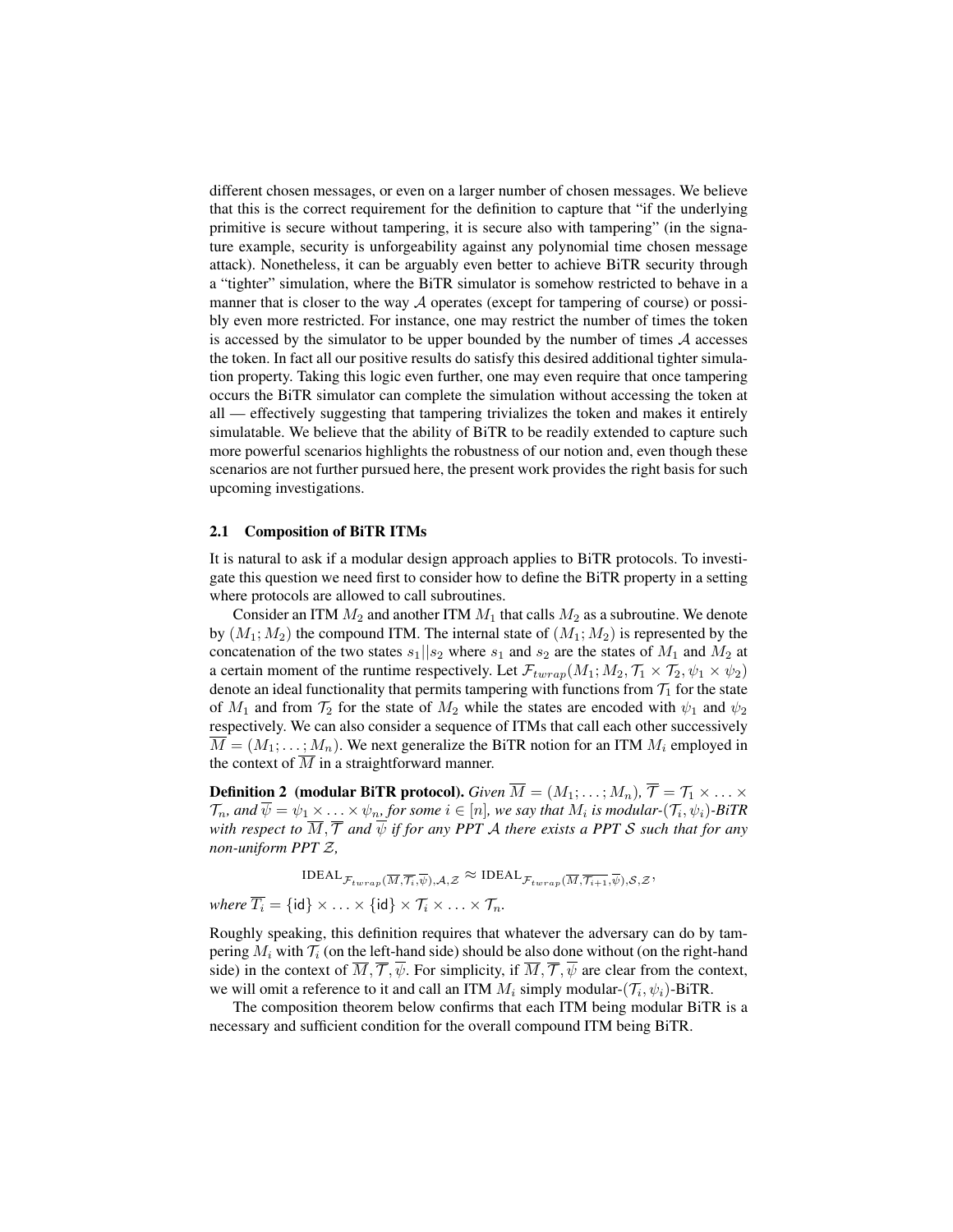different chosen messages, or even on a larger number of chosen messages. We believe that this is the correct requirement for the definition to capture that "if the underlying primitive is secure without tampering, it is secure also with tampering" (in the signature example, security is unforgeability against any polynomial time chosen message attack). Nonetheless, it can be arguably even better to achieve BiTR security through a "tighter" simulation, where the BiTR simulator is somehow restricted to behave in a manner that is closer to the way $\mathcal{A}$ operates (except for tampering of course) or possibly even more restricted. For instance, one may restrict the number of times the token is accessed by the simulator to be upper bounded by the number of times $\mathcal{A}$ accesses the token. In fact all our positive results do satisfy this desired additional tighter simulation property. Taking this logic even further, one may even require that once tampering occurs the BiTR simulator can complete the simulation without accessing the token at all — effectively suggesting that tampering trivializes the token and makes it entirely simulatable. We believe that the ability of BiTR to be readily extended to capture such more powerful scenarios highlights the robustness of our notion and, even though these scenarios are not further pursued here, the present work provides the right basis for such upcoming investigations.

### 2.1 Composition of BiTR ITMs

It is natural to ask if a modular design approach applies to BiTR protocols. To investigate this question we need first to consider how to define the BiTR property in a setting where protocols are allowed to call subroutines.

Consider an ITM $M_2$ and another ITM $M_1$ that calls $M_2$ as a subroutine. We denote by $(M_1; M_2)$ the compound ITM. The internal state of $(M_1; M_2)$ is represented by the concatenation of the two states $s_1||s_2$ where $s_1$ and $s_2$ are the states of $M_1$ and $M_2$ at a certain moment of the runtime respectively. Let $\mathcal{F}_{twrap}(M_1; M_2, \mathcal{T}_1 \times \mathcal{T}_2, \psi_1 \times \psi_2)$ denote an ideal functionality that permits tampering with functions from $\mathcal{T}_1$ for the state of $M_1$ and from $\mathcal{T}_2$ for the state of $M_2$ while the states are encoded with $\psi_1$ and $\psi_2$ respectively. We can also consider a sequence of ITMs that call each other successively $\overline{M} = (M_1; \ldots; M_n)$. We next generalize the BiTR notion for an ITM $M_i$ employed in the context of $\overline{M}$ in a straightforward manner.

**Definition 2 (modular BiTR protocol).** *Given $\overline{M} = (M_1; \ldots; M_n)$, $\overline{\mathcal{T}} = \mathcal{T}_1 \times \ldots \times \mathcal{T}_n$, and $\overline{\psi} = \psi_1 \times \ldots \times \psi_n$, for some $i \in [n]$, we say that $M_i$ is modular-$(\mathcal{T}_i, \psi_i)$-BiTR with respect to $\overline{M}, \overline{\mathcal{T}}$ and $\overline{\psi}$ if for any PPT $\mathcal{A}$ there exists a PPT $\mathcal{S}$ such that for any non-uniform PPT $\mathcal{Z}$,*

$$\text{IDEAL}_{\mathcal{F}_{twrap}(\overline{M}, \overline{\mathcal{T}_i}, \overline{\psi}), \mathcal{A}, \mathcal{Z}} \approx \text{IDEAL}_{\mathcal{F}_{twrap}(\overline{M}, \overline{\mathcal{T}_{i+1}}, \overline{\psi}), \mathcal{S}, \mathcal{Z}},$$

*where $\overline{\mathcal{T}_i} = \{\mathsf{id}\} \times \ldots \times \{\mathsf{id}\} \times \mathcal{T}_i \times \ldots \times \mathcal{T}_n$.*

Roughly speaking, this definition requires that whatever the adversary can do by tampering $M_i$ with $\mathcal{T}_i$ (on the left-hand side) should be also done without (on the right-hand side) in the context of $\overline{M}, \overline{\mathcal{T}}, \overline{\psi}$. For simplicity, if $\overline{M}, \overline{\mathcal{T}}, \overline{\psi}$ are clear from the context, we will omit a reference to it and call an ITM $M_i$ simply modular-$(\mathcal{T}_i, \psi_i)$-BiTR.

The composition theorem below confirms that each ITM being modular BiTR is a necessary and sufficient condition for the overall compound ITM being BiTR.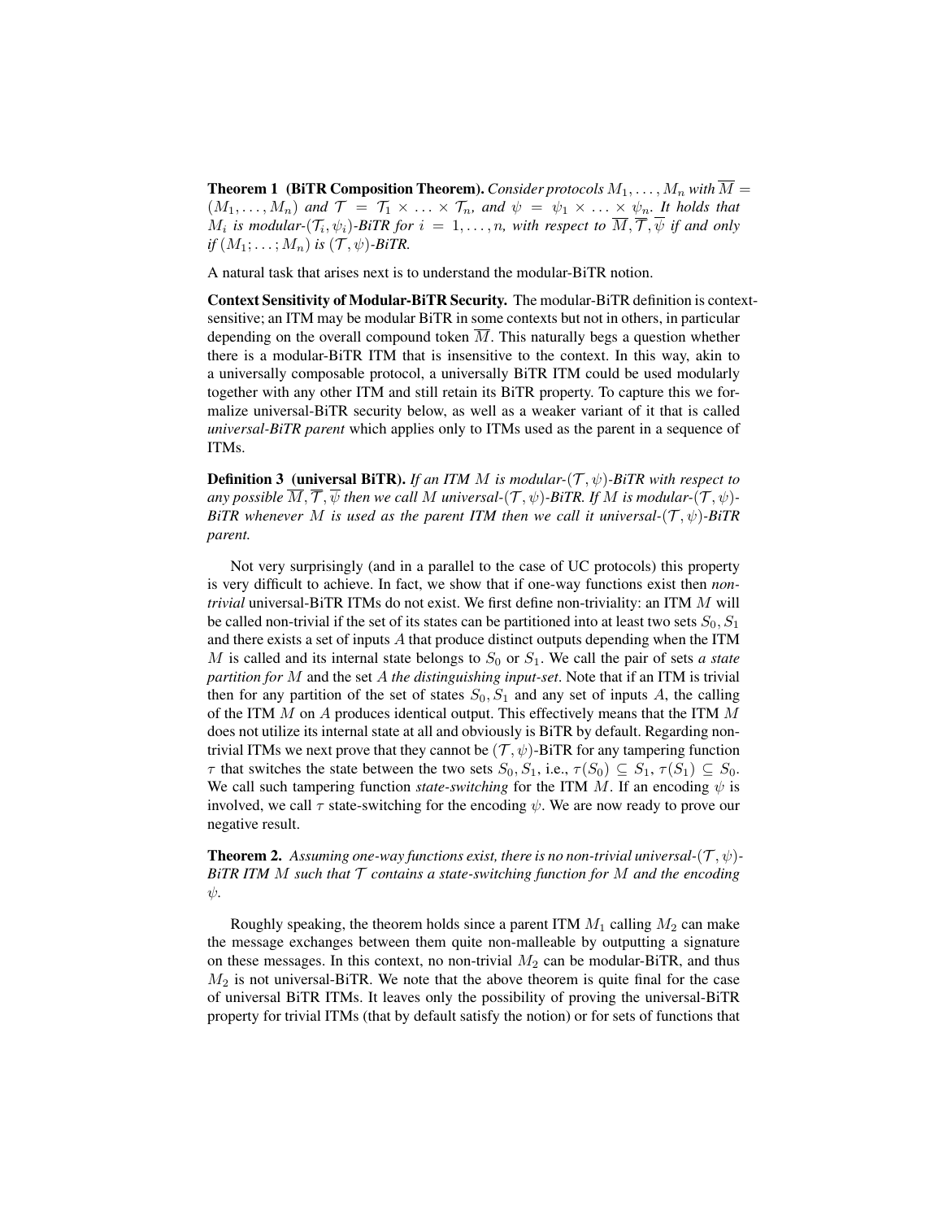**Theorem 1 (BiTR Composition Theorem).** *Consider protocols $M_1, \ldots, M_n$ with $\overline{M} = (M_1, \ldots, M_n)$ and $\mathcal{T} = \mathcal{T}_1 \times \ldots \times \mathcal{T}_n$, and $\psi = \psi_1 \times \ldots \times \psi_n$. It holds that $M_i$ is modular-$(\mathcal{T}_i, \psi_i)$-BiTR for $i = 1, \ldots, n$, with respect to $\overline{M}, \overline{\mathcal{T}}, \overline{\psi}$ if and only if $(M_1; \ldots; M_n)$ is $(\mathcal{T}, \psi)$-BiTR.*

A natural task that arises next is to understand the modular-BiTR notion.

**Context Sensitivity of Modular-BiTR Security.** The modular-BiTR definition is context-sensitive; an ITM may be modular BiTR in some contexts but not in others, in particular depending on the overall compound token $\overline{M}$. This naturally begs a question whether there is a modular-BiTR ITM that is insensitive to the context. In this way, akin to a universally composable protocol, a universally BiTR ITM could be used modularly together with any other ITM and still retain its BiTR property. To capture this we formalize universal-BiTR security below, as well as a weaker variant of it that is called *universal-BiTR parent* which applies only to ITMs used as the parent in a sequence of ITMs.

**Definition 3 (universal BiTR).** *If an ITM $M$ is modular-$(\mathcal{T}, \psi)$-BiTR with respect to any possible $\overline{M}, \overline{\mathcal{T}}, \overline{\psi}$ then we call $M$ universal-$(\mathcal{T}, \psi)$-BiTR. If $M$ is modular-$(\mathcal{T}, \psi)$-BiTR whenever $M$ is used as the parent ITM then we call it universal-$(\mathcal{T}, \psi)$-BiTR parent.*

Not very surprisingly (and in a parallel to the case of UC protocols) this property is very difficult to achieve. In fact, we show that if one-way functions exist then *non-trivial* universal-BiTR ITMs do not exist. We first define non-triviality: an ITM $M$ will be called non-trivial if the set of its states can be partitioned into at least two sets $S_0, S_1$ and there exists a set of inputs $A$ that produce distinct outputs depending when the ITM $M$ is called and its internal state belongs to $S_0$ or $S_1$. We call the pair of sets *a state partition for* $M$ and the set $A$ *the distinguishing input-set*. Note that if an ITM is trivial then for any partition of the set of states $S_0, S_1$ and any set of inputs $A$, the calling of the ITM $M$ on $A$ produces identical output. This effectively means that the ITM $M$ does not utilize its internal state at all and obviously is BiTR by default. Regarding non-trivial ITMs we next prove that they cannot be $(\mathcal{T}, \psi)$-BiTR for any tampering function $\tau$ that switches the state between the two sets $S_0, S_1$, i.e., $\tau(S_0) \subseteq S_1$, $\tau(S_1) \subseteq S_0$. We call such tampering function *state-switching* for the ITM $M$. If an encoding $\psi$ is involved, we call $\tau$ state-switching for the encoding $\psi$. We are now ready to prove our negative result.

**Theorem 2.** *Assuming one-way functions exist, there is no non-trivial universal-$(\mathcal{T}, \psi)$-BiTR ITM $M$ such that $\mathcal{T}$ contains a state-switching function for $M$ and the encoding $\psi$.*

Roughly speaking, the theorem holds since a parent ITM $M_1$ calling $M_2$ can make the message exchanges between them quite non-malleable by outputting a signature on these messages. In this context, no non-trivial $M_2$ can be modular-BiTR, and thus $M_2$ is not universal-BiTR. We note that the above theorem is quite final for the case of universal BiTR ITMs. It leaves only the possibility of proving the universal-BiTR property for trivial ITMs (that by default satisfy the notion) or for sets of functions that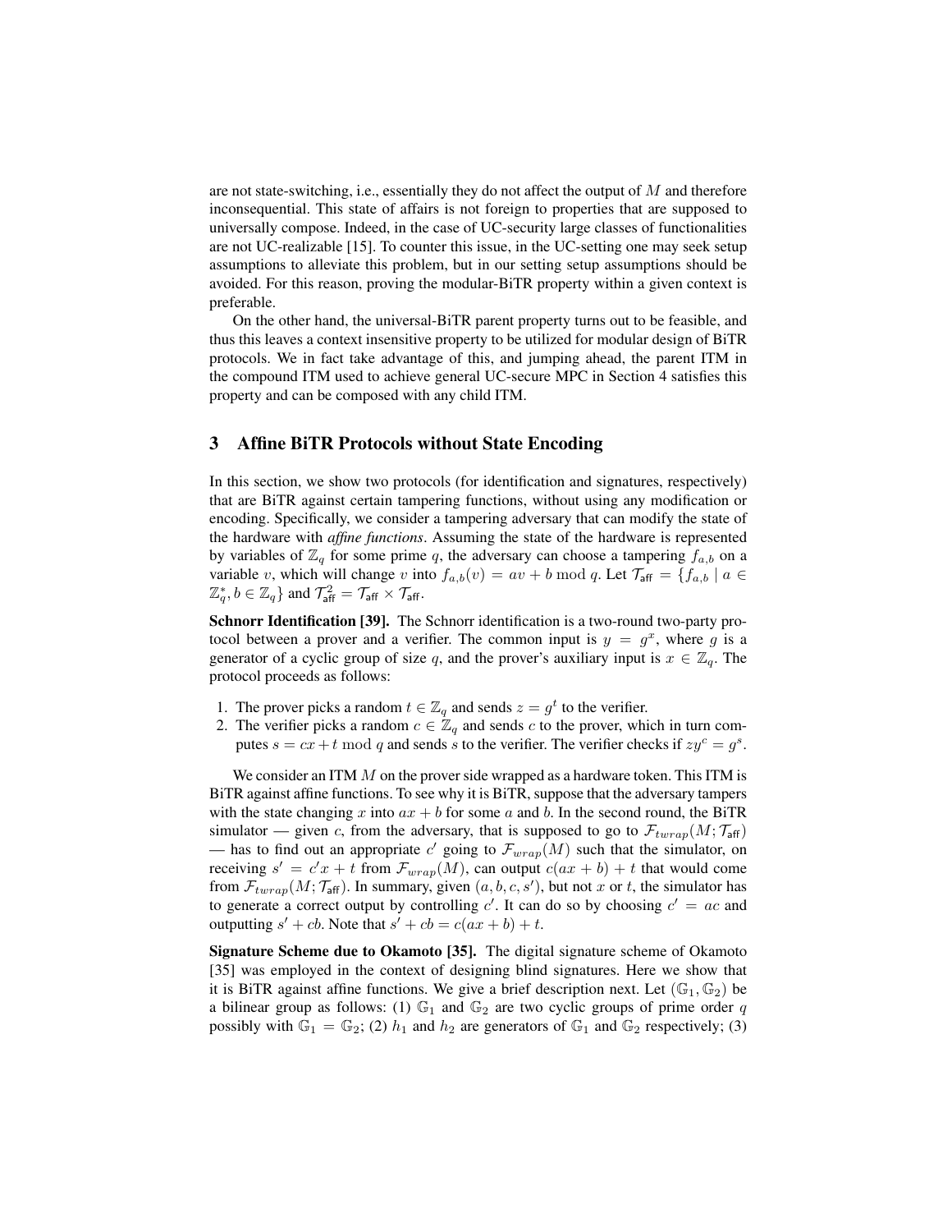are not state-switching, i.e., essentially they do not affect the output of $M$ and therefore inconsequential. This state of affairs is not foreign to properties that are supposed to universally compose. Indeed, in the case of UC-security large classes of functionalities are not UC-realizable [15]. To counter this issue, in the UC-setting one may seek setup assumptions to alleviate this problem, but in our setting setup assumptions should be avoided. For this reason, proving the modular-BiTR property within a given context is preferable.

On the other hand, the universal-BiTR parent property turns out to be feasible, and thus this leaves a context insensitive property to be utilized for modular design of BiTR protocols. We in fact take advantage of this, and jumping ahead, the parent ITM in the compound ITM used to achieve general UC-secure MPC in Section 4 satisfies this property and can be composed with any child ITM.

## 3 Affine BiTR Protocols without State Encoding

In this section, we show two protocols (for identification and signatures, respectively) that are BiTR against certain tampering functions, without using any modification or encoding. Specifically, we consider a tampering adversary that can modify the state of the hardware with *affine functions*. Assuming the state of the hardware is represented by variables of $\mathbb{Z}_q$ for some prime $q$, the adversary can choose a tampering $f_{a,b}$ on a variable $v$, which will change $v$ into $f_{a,b}(v) = av + b \bmod q$. Let $\mathcal{T}_{\mathsf{aff}} = \{f_{a,b} \mid a \in \mathbb{Z}_q^*, b \in \mathbb{Z}_q\}$ and $\mathcal{T}_{\mathsf{aff}}^2 = \mathcal{T}_{\mathsf{aff}} \times \mathcal{T}_{\mathsf{aff}}$.

**Schnorr Identification [39].** The Schnorr identification is a two-round two-party protocol between a prover and a verifier. The common input is $y = g^x$, where $g$ is a generator of a cyclic group of size $q$, and the prover's auxiliary input is $x \in \mathbb{Z}_q$. The protocol proceeds as follows:

1. The prover picks a random $t \in \mathbb{Z}_q$ and sends $z = g^t$ to the verifier.
2. The verifier picks a random $c \in \mathbb{Z}_q$ and sends $c$ to the prover, which in turn computes $s = cx + t \bmod q$ and sends $s$ to the verifier. The verifier checks if $zy^c = g^s$.

We consider an ITM $M$ on the prover side wrapped as a hardware token. This ITM is BiTR against affine functions. To see why it is BiTR, suppose that the adversary tampers with the state changing $x$ into $ax + b$ for some $a$ and $b$. In the second round, the BiTR simulator — given $c$, from the adversary, that is supposed to go to $\mathcal{F}_{twrap}(M; \mathcal{T}_{\mathsf{aff}})$ — has to find out an appropriate $c'$ going to $\mathcal{F}_{wrap}(M)$ such that the simulator, on receiving $s' = c'x + t$ from $\mathcal{F}_{wrap}(M)$, can output $c(ax + b) + t$ that would come from $\mathcal{F}_{twrap}(M; \mathcal{T}_{\mathsf{aff}})$. In summary, given $(a, b, c, s')$, but not $x$ or $t$, the simulator has to generate a correct output by controlling $c'$. It can do so by choosing $c' = ac$ and outputting $s' + cb$. Note that $s' + cb = c(ax + b) + t$.

**Signature Scheme due to Okamoto [35].** The digital signature scheme of Okamoto [35] was employed in the context of designing blind signatures. Here we show that it is BiTR against affine functions. We give a brief description next. Let $(\mathbb{G}_1, \mathbb{G}_2)$ be a bilinear group as follows: (1) $\mathbb{G}_1$ and $\mathbb{G}_2$ are two cyclic groups of prime order $q$ possibly with $\mathbb{G}_1 = \mathbb{G}_2$; (2) $h_1$ and $h_2$ are generators of $\mathbb{G}_1$ and $\mathbb{G}_2$ respectively; (3)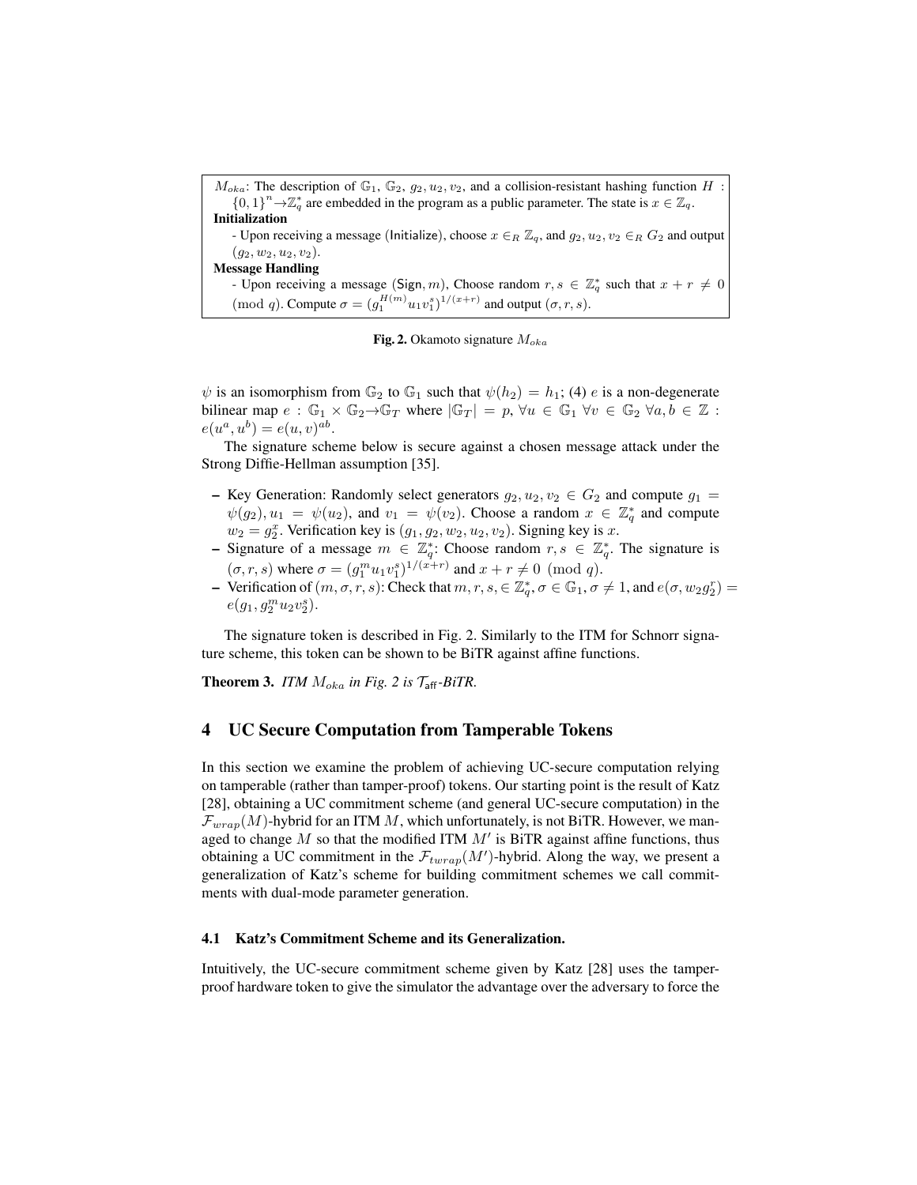$M_{oka}$: The description of $\mathbb{G}_1$, $\mathbb{G}_2$, $g_2, u_2, v_2$, and a collision-resistant hashing function $H : \{0,1\}^n \to \mathbb{Z}_q^*$ are embedded in the program as a public parameter. The state is $x \in \mathbb{Z}_q$.

**Initialization**

- Upon receiving a message (Initialize), choose $x \in_R \mathbb{Z}_q$, and $g_2, u_2, v_2 \in_R G_2$ and output $(g_2, w_2, u_2, v_2)$.

**Message Handling**

- Upon receiving a message (Sign, $m$), Choose random $r, s \in \mathbb{Z}_q^*$ such that $x + r \neq 0 \pmod q$. Compute $\sigma = (g_1^{H(m)} u_1 v_1^s)^{1/(x+r)}$ and output $(\sigma, r, s)$.

**Fig. 2.** Okamoto signature $M_{oka}$

$\psi$ is an isomorphism from $\mathbb{G}_2$ to $\mathbb{G}_1$ such that $\psi(h_2) = h_1$; (4) $e$ is a non-degenerate bilinear map $e : \mathbb{G}_1 \times \mathbb{G}_2 \to \mathbb{G}_T$ where $|\mathbb{G}_T| = p$, $\forall u \in \mathbb{G}_1$ $\forall v \in \mathbb{G}_2$ $\forall a, b \in \mathbb{Z}$ : $e(u^a, u^b) = e(u, v)^{ab}$.

The signature scheme below is secure against a chosen message attack under the Strong Diffie-Hellman assumption [35].

- Key Generation: Randomly select generators $g_2, u_2, v_2 \in G_2$ and compute $g_1 = \psi(g_2), u_1 = \psi(u_2)$, and $v_1 = \psi(v_2)$. Choose a random $x \in \mathbb{Z}_q^*$ and compute $w_2 = g_2^x$. Verification key is $(g_1, g_2, w_2, u_2, v_2)$. Signing key is $x$.
- Signature of a message $m \in \mathbb{Z}_q^*$: Choose random $r, s \in \mathbb{Z}_q^*$. The signature is $(\sigma, r, s)$ where $\sigma = (g_1^m u_1 v_1^s)^{1/(x+r)}$ and $x + r \neq 0 \pmod q$.
- Verification of $(m, \sigma, r, s)$: Check that $m, r, s, \in \mathbb{Z}_q^*, \sigma \in \mathbb{G}_1, \sigma \neq 1$, and $e(\sigma, w_2 g_2^r) = e(g_1, g_2^m u_2 v_2^s)$.

The signature token is described in Fig. 2. Similarly to the ITM for Schnorr signature scheme, this token can be shown to be BiTR against affine functions.

**Theorem 3.** *ITM $M_{oka}$ in Fig. 2 is $\mathcal{T}_{\mathsf{aff}}$-BiTR.*

## 4 UC Secure Computation from Tamperable Tokens

In this section we examine the problem of achieving UC-secure computation relying on tamperable (rather than tamper-proof) tokens. Our starting point is the result of Katz [28], obtaining a UC commitment scheme (and general UC-secure computation) in the $\mathcal{F}_{wrap}(M)$-hybrid for an ITM $M$, which unfortunately, is not BiTR. However, we managed to change $M$ so that the modified ITM $M'$ is BiTR against affine functions, thus obtaining a UC commitment in the $\mathcal{F}_{twrap}(M')$-hybrid. Along the way, we present a generalization of Katz's scheme for building commitment schemes we call commitments with dual-mode parameter generation.

### 4.1 Katz's Commitment Scheme and its Generalization.

Intuitively, the UC-secure commitment scheme given by Katz [28] uses the tamper-proof hardware token to give the simulator the advantage over the adversary to force the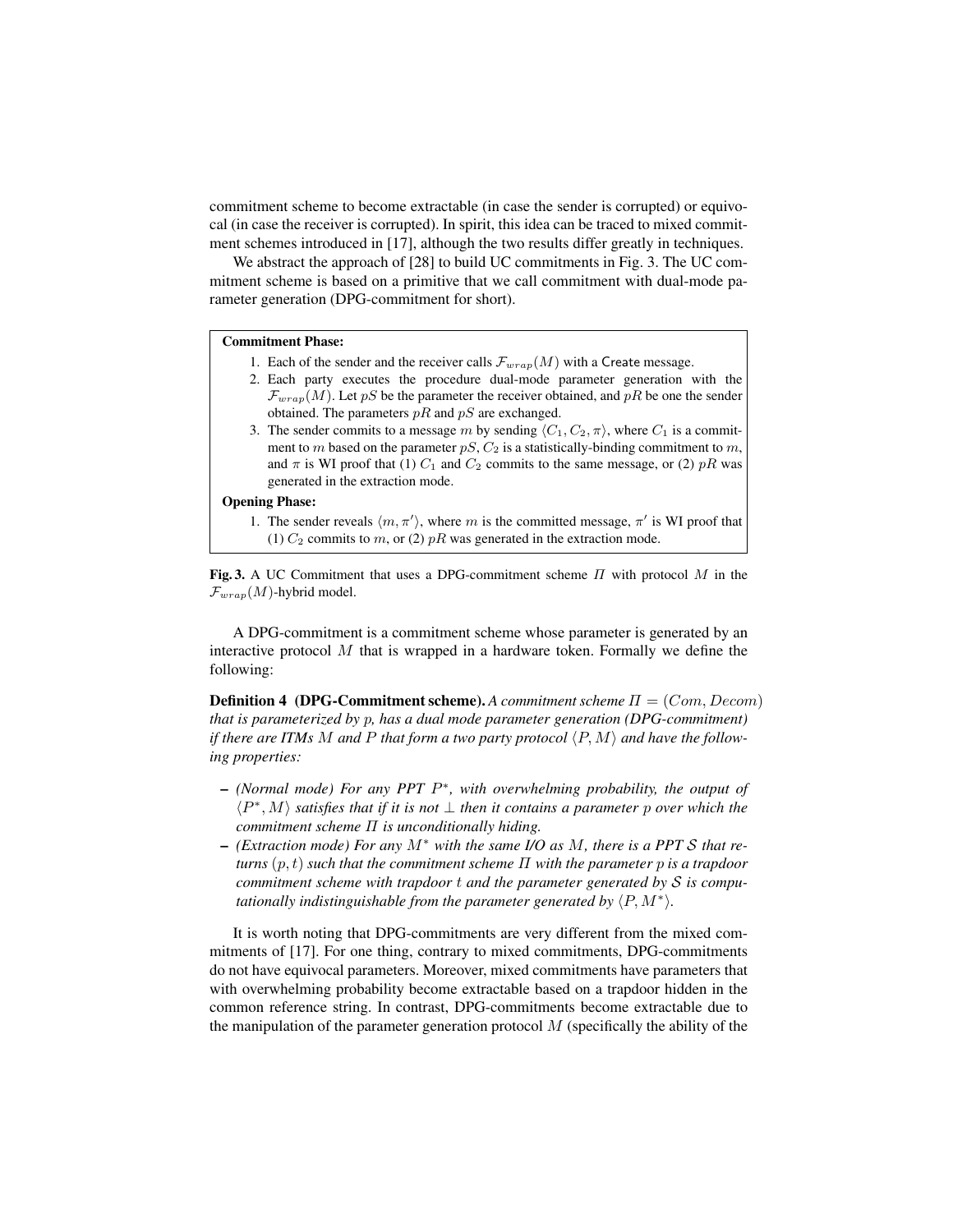commitment scheme to become extractable (in case the sender is corrupted) or equivocal (in case the receiver is corrupted). In spirit, this idea can be traced to mixed commitment schemes introduced in [17], although the two results differ greatly in techniques.

We abstract the approach of [28] to build UC commitments in Fig. 3. The UC commitment scheme is based on a primitive that we call commitment with dual-mode parameter generation (DPG-commitment for short).

**Commitment Phase:**

1. Each of the sender and the receiver calls $\mathcal{F}_{wrap}(M)$ with a Create message.
2. Each party executes the procedure dual-mode parameter generation with the $\mathcal{F}_{wrap}(M)$. Let $pS$ be the parameter the receiver obtained, and $pR$ be one the sender obtained. The parameters $pR$ and $pS$ are exchanged.
3. The sender commits to a message $m$ by sending $\langle C_1, C_2, \pi \rangle$, where $C_1$ is a commitment to $m$ based on the parameter $pS$, $C_2$ is a statistically-binding commitment to $m$, and $\pi$ is WI proof that (1) $C_1$ and $C_2$ commits to the same message, or (2) $pR$ was generated in the extraction mode.

**Opening Phase:**

1. The sender reveals $\langle m, \pi' \rangle$, where $m$ is the committed message, $\pi'$ is WI proof that (1) $C_2$ commits to $m$, or (2) $pR$ was generated in the extraction mode.

**Fig. 3.** A UC Commitment that uses a DPG-commitment scheme $\Pi$ with protocol $M$ in the $\mathcal{F}_{wrap}(M)$-hybrid model.

A DPG-commitment is a commitment scheme whose parameter is generated by an interactive protocol $M$ that is wrapped in a hardware token. Formally we define the following:

**Definition 4 (DPG-Commitment scheme).** *A commitment scheme $\Pi = (Com, Decom)$ that is parameterized by $p$, has a dual mode parameter generation (DPG-commitment) if there are ITMs $M$ and $P$ that form a two party protocol $\langle P, M \rangle$ and have the following properties:*

- *(Normal mode) For any PPT $P^*$, with overwhelming probability, the output of $\langle P^*, M \rangle$ satisfies that if it is not $\perp$ then it contains a parameter $p$ over which the commitment scheme $\Pi$ is unconditionally hiding.*
- *(Extraction mode) For any $M^*$ with the same I/O as $M$, there is a PPT $\mathcal{S}$ that returns $(p, t)$ such that the commitment scheme $\Pi$ with the parameter $p$ is a trapdoor commitment scheme with trapdoor $t$ and the parameter generated by $\mathcal{S}$ is computationally indistinguishable from the parameter generated by $\langle P, M^* \rangle$.*

It is worth noting that DPG-commitments are very different from the mixed commitments of [17]. For one thing, contrary to mixed commitments, DPG-commitments do not have equivocal parameters. Moreover, mixed commitments have parameters that with overwhelming probability become extractable based on a trapdoor hidden in the common reference string. In contrast, DPG-commitments become extractable due to the manipulation of the parameter generation protocol $M$ (specifically the ability of the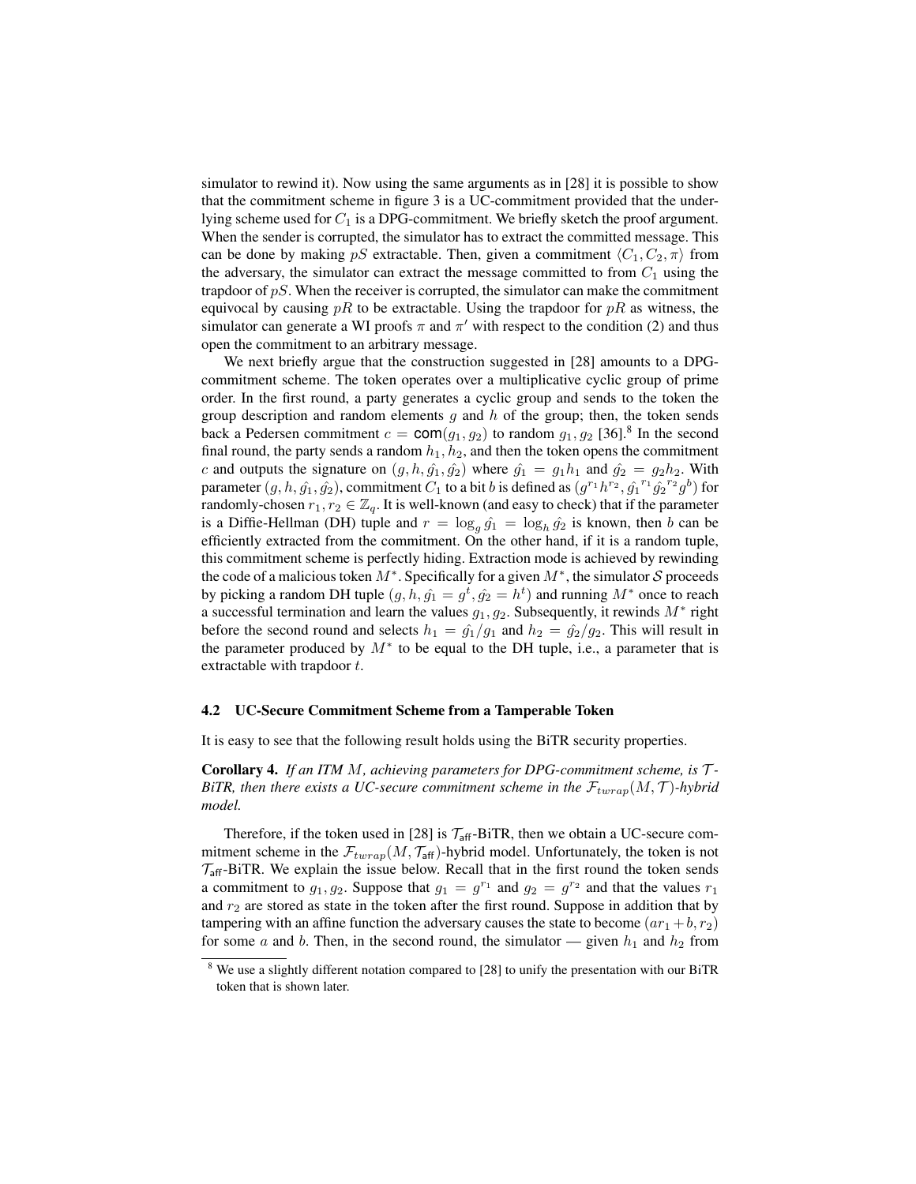simulator to rewind it). Now using the same arguments as in [28] it is possible to show that the commitment scheme in figure 3 is a UC-commitment provided that the underlying scheme used for $C_1$ is a DPG-commitment. We briefly sketch the proof argument. When the sender is corrupted, the simulator has to extract the committed message. This can be done by making $pS$ extractable. Then, given a commitment $\langle C_1, C_2, \pi \rangle$ from the adversary, the simulator can extract the message committed to from $C_1$ using the trapdoor of $pS$. When the receiver is corrupted, the simulator can make the commitment equivocal by causing $pR$ to be extractable. Using the trapdoor for $pR$ as witness, the simulator can generate a WI proofs $\pi$ and $\pi'$ with respect to the condition (2) and thus open the commitment to an arbitrary message.

We next briefly argue that the construction suggested in [28] amounts to a DPG-commitment scheme. The token operates over a multiplicative cyclic group of prime order. In the first round, a party generates a cyclic group and sends to the token the group description and random elements $g$ and $h$ of the group; then, the token sends back a Pedersen commitment $c = \mathsf{com}(g_1, g_2)$ to random $g_1, g_2$ [36].[8] In the second final round, the party sends a random $h_1, h_2$, and then the token opens the commitment $c$ and outputs the signature on $(g, h, \hat{g_1}, \hat{g_2})$ where $\hat{g_1} = g_1 h_1$ and $\hat{g_2} = g_2 h_2$. With parameter $(g, h, \hat{g_1}, \hat{g_2})$, commitment $C_1$ to a bit $b$ is defined as $(g^{r_1} h^{r_2}, \hat{g_1}^{r_1} \hat{g_2}^{r_2} g^b)$ for randomly-chosen $r_1, r_2 \in \mathbb{Z}_q$. It is well-known (and easy to check) that if the parameter is a Diffie-Hellman (DH) tuple and $r = \log_g \hat{g_1} = \log_h \hat{g_2}$ is known, then $b$ can be efficiently extracted from the commitment. On the other hand, if it is a random tuple, this commitment scheme is perfectly hiding. Extraction mode is achieved by rewinding the code of a malicious token $M^*$. Specifically for a given $M^*$, the simulator $\mathcal{S}$ proceeds by picking a random DH tuple $(g, h, \hat{g_1} = g^t, \hat{g_2} = h^t)$ and running $M^*$ once to reach a successful termination and learn the values $g_1, g_2$. Subsequently, it rewinds $M^*$ right before the second round and selects $h_1 = \hat{g_1}/g_1$ and $h_2 = \hat{g_2}/g_2$. This will result in the parameter produced by $M^*$ to be equal to the DH tuple, i.e., a parameter that is extractable with trapdoor $t$.

### 4.2 UC-Secure Commitment Scheme from a Tamperable Token

It is easy to see that the following result holds using the BiTR security properties.

**Corollary 4.** *If an ITM $M$, achieving parameters for DPG-commitment scheme, is $\mathcal{T}$-BiTR, then there exists a UC-secure commitment scheme in the $\mathcal{F}_{twrap}(M, \mathcal{T})$-hybrid model.*

Therefore, if the token used in [28] is $\mathcal{T}_{\mathsf{aff}}$-BiTR, then we obtain a UC-secure commitment scheme in the $\mathcal{F}_{twrap}(M, \mathcal{T}_{\mathsf{aff}})$-hybrid model. Unfortunately, the token is not $\mathcal{T}_{\mathsf{aff}}$-BiTR. We explain the issue below. Recall that in the first round the token sends a commitment to $g_1, g_2$. Suppose that $g_1 = g^{r_1}$ and $g_2 = g^{r_2}$ and that the values $r_1$ and $r_2$ are stored as state in the token after the first round. Suppose in addition that by tampering with an affine function the adversary causes the state to become $(ar_1 + b, r_2)$ for some $a$ and $b$. Then, in the second round, the simulator — given $h_1$ and $h_2$ from

[8] We use a slightly different notation compared to [28] to unify the presentation with our BiTR token that is shown later.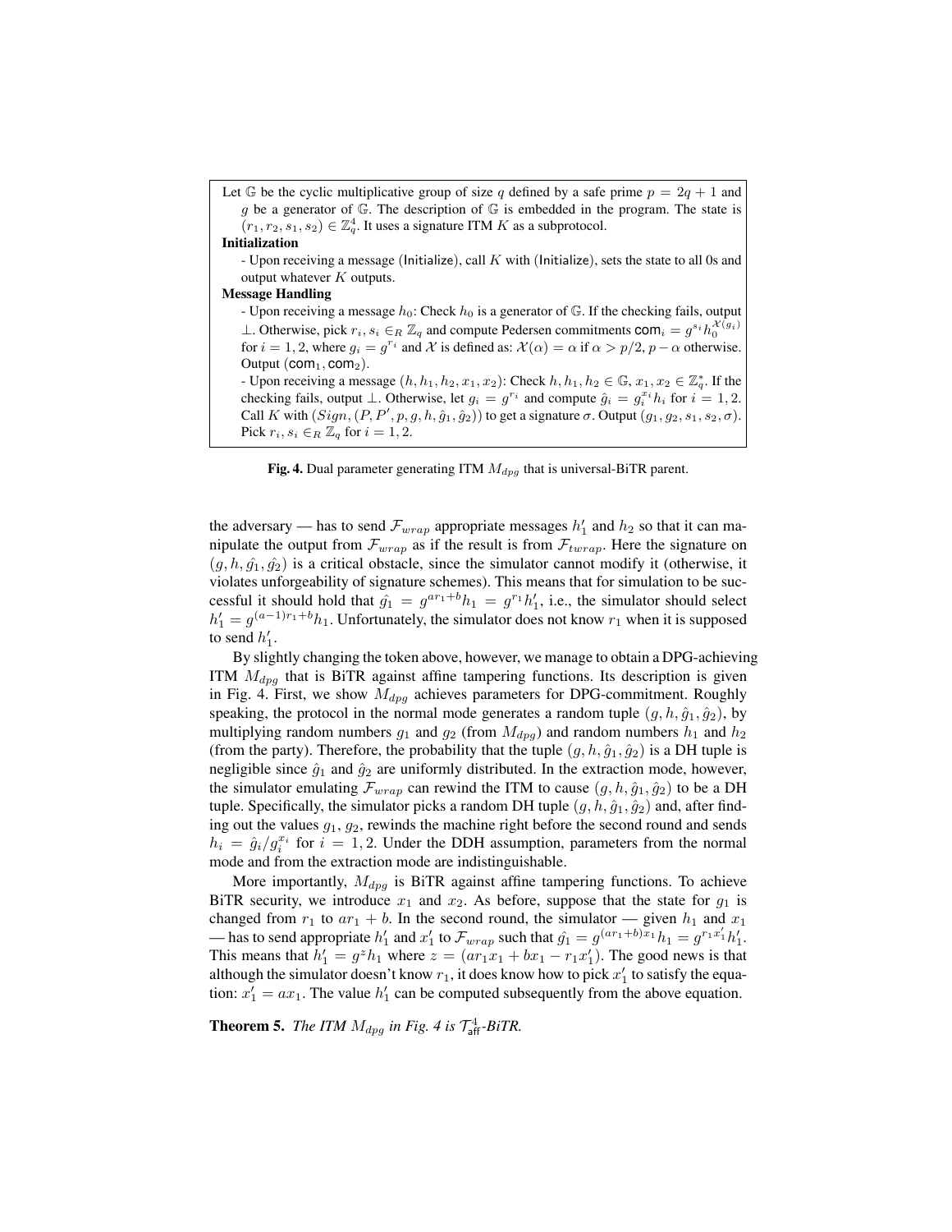Let $\mathbb{G}$ be the cyclic multiplicative group of size $q$ defined by a safe prime $p = 2q + 1$ and $g$ be a generator of $\mathbb{G}$. The description of $\mathbb{G}$ is embedded in the program. The state is $(r_1, r_2, s_1, s_2) \in \mathbb{Z}_q^4$. It uses a signature ITM $K$ as a subprotocol.

**Initialization**

- Upon receiving a message (Initialize), call $K$ with (Initialize), sets the state to all 0s and output whatever $K$ outputs.

**Message Handling**

- Upon receiving a message $h_0$: Check $h_0$ is a generator of $\mathbb{G}$. If the checking fails, output $\perp$. Otherwise, pick $r_i, s_i \in_R \mathbb{Z}_q$ and compute Pedersen commitments $\mathsf{com}_i = g^{s_i} h_0^{\mathcal{X}(g_i)}$ for $i = 1, 2$, where $g_i = g^{r_i}$ and $\mathcal{X}$ is defined as: $\mathcal{X}(\alpha) = \alpha$ if $\alpha > p/2$, $p - \alpha$ otherwise. Output $(\mathsf{com}_1, \mathsf{com}_2)$.
- Upon receiving a message $(h, h_1, h_2, x_1, x_2)$: Check $h, h_1, h_2 \in \mathbb{G}$, $x_1, x_2 \in \mathbb{Z}_q^*$. If the checking fails, output $\perp$. Otherwise, let $g_i = g^{r_i}$ and compute $\hat{g}_i = g_i^{x_i} h_i$ for $i = 1, 2$. Call $K$ with $(Sign, (P, P', p, g, h, \hat{g}_1, \hat{g}_2))$ to get a signature $\sigma$. Output $(g_1, g_2, s_1, s_2, \sigma)$. Pick $r_i, s_i \in_R \mathbb{Z}_q$ for $i = 1, 2$.

**Fig. 4.** Dual parameter generating ITM $M_{dpg}$ that is universal-BiTR parent.

the adversary — has to send $\mathcal{F}_{wrap}$ appropriate messages $h_1'$ and $h_2$ so that it can manipulate the output from $\mathcal{F}_{wrap}$ as if the result is from $\mathcal{F}_{twrap}$. Here the signature on $(g, h, \hat{g}_1, \hat{g}_2)$ is a critical obstacle, since the simulator cannot modify it (otherwise, it violates unforgeability of signature schemes). This means that for simulation to be successful it should hold that $\hat{g}_1 = g^{ar_1+b}h_1 = g^{r_1}h_1'$, i.e., the simulator should select $h_1' = g^{(a-1)r_1+b}h_1$. Unfortunately, the simulator does not know $r_1$ when it is supposed to send $h_1'$.

By slightly changing the token above, however, we manage to obtain a DPG-achieving ITM $M_{dpg}$ that is BiTR against affine tampering functions. Its description is given in Fig. 4. First, we show $M_{dpg}$ achieves parameters for DPG-commitment. Roughly speaking, the protocol in the normal mode generates a random tuple $(g, h, \hat{g}_1, \hat{g}_2)$, by multiplying random numbers $g_1$ and $g_2$ (from $M_{dpg}$) and random numbers $h_1$ and $h_2$ (from the party). Therefore, the probability that the tuple $(g, h, \hat{g}_1, \hat{g}_2)$ is a DH tuple is negligible since $\hat{g}_1$ and $\hat{g}_2$ are uniformly distributed. In the extraction mode, however, the simulator emulating $\mathcal{F}_{wrap}$ can rewind the ITM to cause $(g, h, \hat{g}_1, \hat{g}_2)$ to be a DH tuple. Specifically, the simulator picks a random DH tuple $(g, h, \hat{g}_1, \hat{g}_2)$ and, after finding out the values $g_1, g_2$, rewinds the machine right before the second round and sends $h_i = \hat{g}_i / g_i^{x_i}$ for $i = 1, 2$. Under the DDH assumption, parameters from the normal mode and from the extraction mode are indistinguishable.

More importantly, $M_{dpg}$ is BiTR against affine tampering functions. To achieve BiTR security, we introduce $x_1$ and $x_2$. As before, suppose that the state for $g_1$ is changed from $r_1$ to $ar_1 + b$. In the second round, the simulator — given $h_1$ and $x_1$ — has to send appropriate $h_1'$ and $x_1'$ to $\mathcal{F}_{wrap}$ such that $\hat{g}_1 = g^{(ar_1+b)x_1}h_1 = g^{r_1 x_1'}h_1'$. This means that $h_1' = g^z h_1$ where $z = (ar_1x_1 + bx_1 - r_1x_1')$. The good news is that although the simulator doesn't know $r_1$, it does know how to pick $x_1'$ to satisfy the equation: $x_1' = ax_1$. The value $h_1'$ can be computed subsequently from the above equation.

**Theorem 5.** *The ITM $M_{dpg}$ in Fig. 4 is $\mathcal{T}_{\mathsf{aff}}^4$-BiTR.*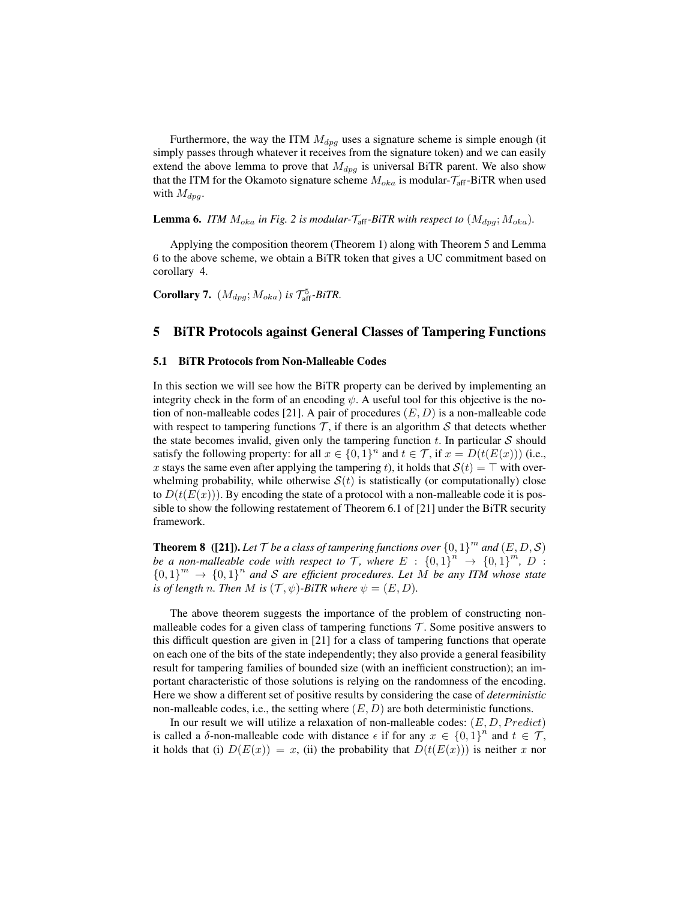Furthermore, the way the ITM $M_{dpg}$ uses a signature scheme is simple enough (it simply passes through whatever it receives from the signature token) and we can easily extend the above lemma to prove that $M_{dpg}$ is universal BiTR parent. We also show that the ITM for the Okamoto signature scheme $M_{oka}$ is modular-$\mathcal{T}_{\mathsf{aff}}$-BiTR when used with $M_{dpg}$.

**Lemma 6.** *ITM $M_{oka}$ in Fig. 2 is modular-$\mathcal{T}_{\mathsf{aff}}$-BiTR with respect to $(M_{dpg}; M_{oka})$.*

Applying the composition theorem (Theorem 1) along with Theorem 5 and Lemma 6 to the above scheme, we obtain a BiTR token that gives a UC commitment based on corollary 4.

**Corollary 7.** *$(M_{dpg}; M_{oka})$ is $\mathcal{T}^{5}_{\mathsf{aff}}$-BiTR.*

## 5 BiTR Protocols against General Classes of Tampering Functions

### 5.1 BiTR Protocols from Non-Malleable Codes

In this section we will see how the BiTR property can be derived by implementing an integrity check in the form of an encoding $\psi$. A useful tool for this objective is the notion of non-malleable codes [21]. A pair of procedures $(E, D)$ is a non-malleable code with respect to tampering functions $\mathcal{T}$, if there is an algorithm $\mathcal{S}$ that detects whether the state becomes invalid, given only the tampering function $t$. In particular $\mathcal{S}$ should satisfy the following property: for all $x \in \{0,1\}^n$ and $t \in \mathcal{T}$, if $x = D(t(E(x)))$ (i.e., $x$ stays the same even after applying the tampering $t$), it holds that $\mathcal{S}(t) = \top$ with overwhelming probability, while otherwise $\mathcal{S}(t)$ is statistically (or computationally) close to $D(t(E(x)))$. By encoding the state of a protocol with a non-malleable code it is possible to show the following restatement of Theorem 6.1 of [21] under the BiTR security framework.

**Theorem 8 ([21]).** *Let $\mathcal{T}$ be a class of tampering functions over $\{0,1\}^m$ and $(E, D, \mathcal{S})$ be a non-malleable code with respect to $\mathcal{T}$, where $E : \{0,1\}^n \to \{0,1\}^m$, $D : \{0,1\}^m \to \{0,1\}^n$ and $\mathcal{S}$ are efficient procedures. Let $M$ be any ITM whose state is of length $n$. Then $M$ is $(\mathcal{T}, \psi)$-BiTR where $\psi = (E, D)$.*

The above theorem suggests the importance of the problem of constructing non-malleable codes for a given class of tampering functions $\mathcal{T}$. Some positive answers to this difficult question are given in [21] for a class of tampering functions that operate on each one of the bits of the state independently; they also provide a general feasibility result for tampering families of bounded size (with an inefficient construction); an important characteristic of those solutions is relying on the randomness of the encoding. Here we show a different set of positive results by considering the case of *deterministic* non-malleable codes, i.e., the setting where $(E, D)$ are both deterministic functions.

In our result we will utilize a relaxation of non-malleable codes: $(E, D, Predict)$ is called a $\delta$-non-malleable code with distance $\epsilon$ if for any $x \in \{0,1\}^n$ and $t \in \mathcal{T}$, it holds that (i) $D(E(x)) = x$, (ii) the probability that $D(t(E(x)))$ is neither $x$ nor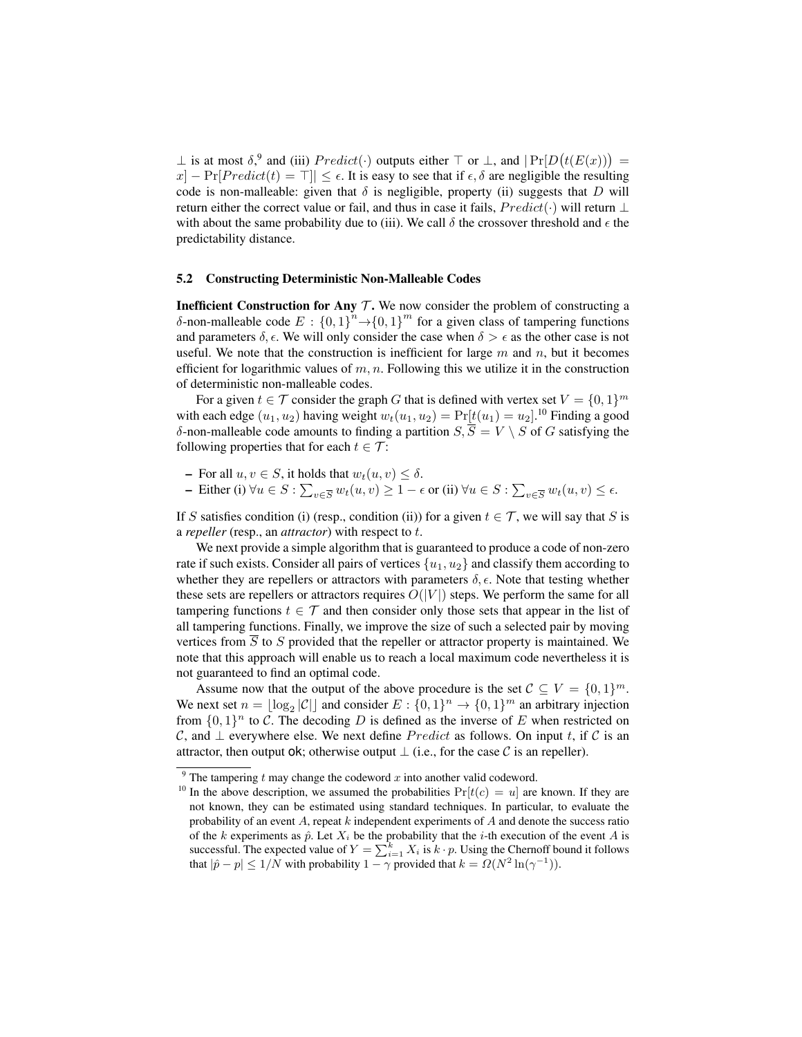$\perp$ is at most $\delta$,[9] and (iii) $Predict(\cdot)$ outputs either $\top$ or $\perp$, and $|\Pr[D(t(E(x))) = x] - \Pr[Predict(t) = \top]| \leq \epsilon$. It is easy to see that if $\epsilon, \delta$ are negligible the resulting code is non-malleable: given that $\delta$ is negligible, property (ii) suggests that $D$ will return either the correct value or fail, and thus in case it fails, $Predict(\cdot)$ will return $\perp$ with about the same probability due to (iii). We call $\delta$ the crossover threshold and $\epsilon$ the predictability distance.

### 5.2 Constructing Deterministic Non-Malleable Codes

**Inefficient Construction for Any $\mathcal{T}$.** We now consider the problem of constructing a $\delta$-non-malleable code $E : \{0,1\}^n \rightarrow \{0,1\}^m$ for a given class of tampering functions and parameters $\delta, \epsilon$. We will only consider the case when $\delta > \epsilon$ as the other case is not useful. We note that the construction is inefficient for large $m$ and $n$, but it becomes efficient for logarithmic values of $m, n$. Following this we utilize it in the construction of deterministic non-malleable codes.

For a given $t \in \mathcal{T}$ consider the graph $G$ that is defined with vertex set $V = \{0,1\}^m$ with each edge $(u_1, u_2)$ having weight $w_t(u_1, u_2) = \Pr[t(u_1) = u_2]$.[10] Finding a good $\delta$-non-malleable code amounts to finding a partition $S, \overline{S} = V \setminus S$ of $G$ satisfying the following properties that for each $t \in \mathcal{T}$:

- For all $u, v \in S$, it holds that $w_t(u, v) \leq \delta$.
- Either (i) $\forall u \in S : \sum_{v \in \overline{S}} w_t(u, v) \geq 1 - \epsilon$ or (ii) $\forall u \in S : \sum_{v \in \overline{S}} w_t(u, v) \leq \epsilon$.

If $S$ satisfies condition (i) (resp., condition (ii)) for a given $t \in \mathcal{T}$, we will say that $S$ is a *repeller* (resp., an *attractor*) with respect to $t$.

We next provide a simple algorithm that is guaranteed to produce a code of non-zero rate if such exists. Consider all pairs of vertices $\{u_1, u_2\}$ and classify them according to whether they are repellers or attractors with parameters $\delta, \epsilon$. Note that testing whether these sets are repellers or attractors requires $O(|V|)$ steps. We perform the same for all tampering functions $t \in \mathcal{T}$ and then consider only those sets that appear in the list of all tampering functions. Finally, we improve the size of such a selected pair by moving vertices from $\overline{S}$ to $S$ provided that the repeller or attractor property is maintained. We note that this approach will enable us to reach a local maximum code nevertheless it is not guaranteed to find an optimal code.

Assume now that the output of the above procedure is the set $\mathcal{C} \subseteq V = \{0,1\}^m$. We next set $n = \lfloor \log_2 |\mathcal{C}| \rfloor$ and consider $E : \{0,1\}^n \rightarrow \{0,1\}^m$ an arbitrary injection from $\{0,1\}^n$ to $\mathcal{C}$. The decoding $D$ is defined as the inverse of $E$ when restricted on $\mathcal{C}$, and $\perp$ everywhere else. We next define $Predict$ as follows. On input $t$, if $\mathcal{C}$ is an attractor, then output ok; otherwise output $\perp$ (i.e., for the case $\mathcal{C}$ is an repeller).

[9] The tampering $t$ may change the codeword $x$ into another valid codeword.

[10] In the above description, we assumed the probabilities $\Pr[t(c) = u]$ are known. If they are not known, they can be estimated using standard techniques. In particular, to evaluate the probability of an event $A$, repeat $k$ independent experiments of $A$ and denote the success ratio of the $k$ experiments as $\hat{p}$. Let $X_i$ be the probability that the $i$-th execution of the event $A$ is successful. The expected value of $Y = \sum_{i=1}^{k} X_i$ is $k \cdot p$. Using the Chernoff bound it follows that $|\hat{p} - p| \leq 1/N$ with probability $1 - \gamma$ provided that $k = \Omega(N^2 \ln(\gamma^{-1}))$.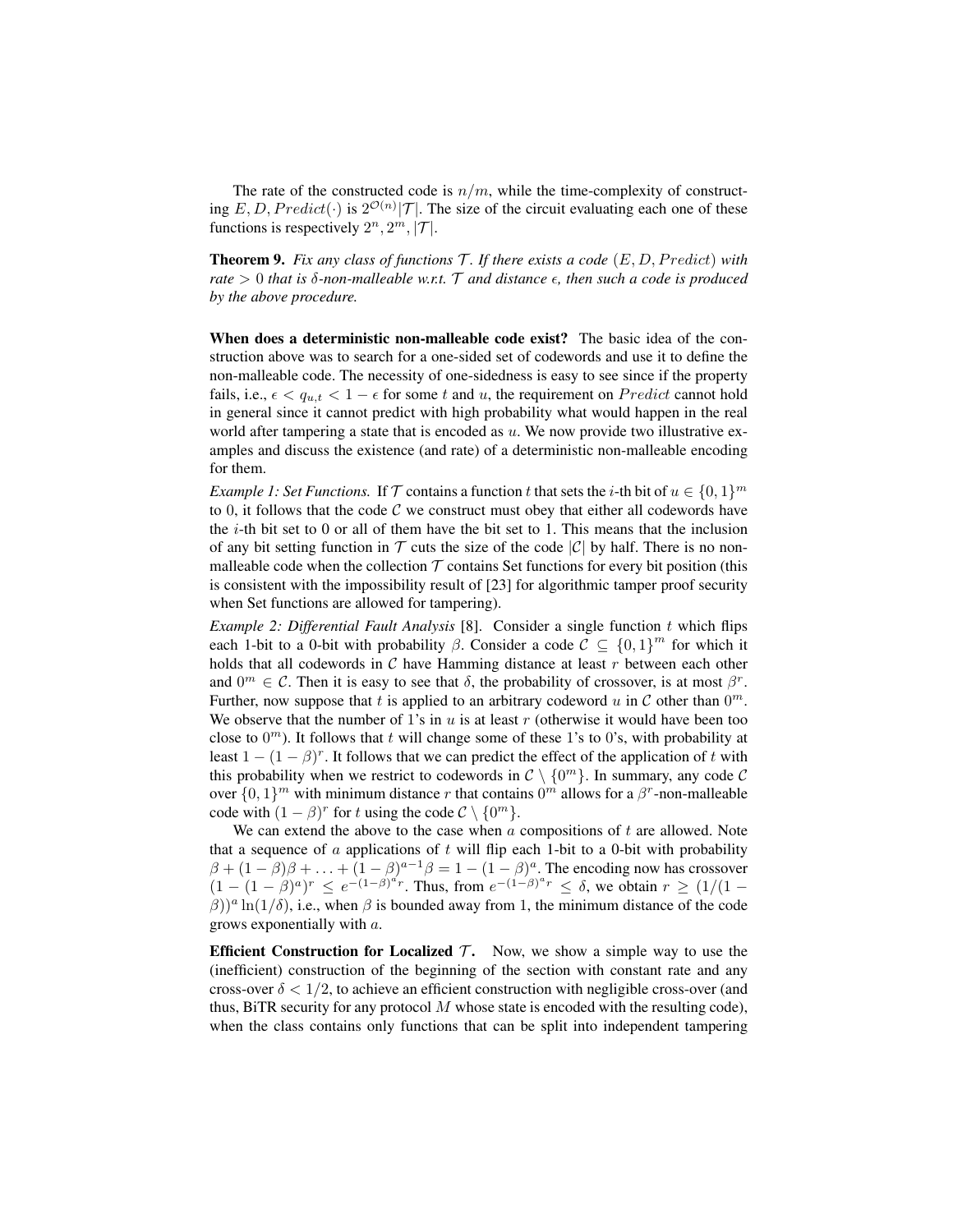The rate of the constructed code is $n/m$, while the time-complexity of constructing $E, D, Predict(\cdot)$ is $2^{\mathcal{O}(n)}|\mathcal{T}|$. The size of the circuit evaluating each one of these functions is respectively $2^n, 2^m, |\mathcal{T}|$.

**Theorem 9.** *Fix any class of functions $\mathcal{T}$. If there exists a code $(E, D, Predict)$ with rate $> 0$ that is $\delta$-non-malleable w.r.t. $\mathcal{T}$ and distance $\epsilon$, then such a code is produced by the above procedure.*

**When does a deterministic non-malleable code exist?** The basic idea of the construction above was to search for a one-sided set of codewords and use it to define the non-malleable code. The necessity of one-sidedness is easy to see since if the property fails, i.e., $\epsilon < q_{u,t} < 1 - \epsilon$ for some $t$ and $u$, the requirement on $Predict$ cannot hold in general since it cannot predict with high probability what would happen in the real world after tampering a state that is encoded as $u$. We now provide two illustrative examples and discuss the existence (and rate) of a deterministic non-malleable encoding for them.

*Example 1: Set Functions.* If $\mathcal{T}$ contains a function $t$ that sets the $i$-th bit of $u \in \{0,1\}^m$ to 0, it follows that the code $\mathcal{C}$ we construct must obey that either all codewords have the $i$-th bit set to 0 or all of them have the bit set to 1. This means that the inclusion of any bit setting function in $\mathcal{T}$ cuts the size of the code $|\mathcal{C}|$ by half. There is no non-malleable code when the collection $\mathcal{T}$ contains Set functions for every bit position (this is consistent with the impossibility result of [23] for algorithmic tamper proof security when Set functions are allowed for tampering).

*Example 2: Differential Fault Analysis* [8]. Consider a single function $t$ which flips each 1-bit to a 0-bit with probability $\beta$. Consider a code $\mathcal{C} \subseteq \{0,1\}^m$ for which it holds that all codewords in $\mathcal{C}$ have Hamming distance at least $r$ between each other and $0^m \in \mathcal{C}$. Then it is easy to see that $\delta$, the probability of crossover, is at most $\beta^r$. Further, now suppose that $t$ is applied to an arbitrary codeword $u$ in $\mathcal{C}$ other than $0^m$. We observe that the number of 1's in $u$ is at least $r$ (otherwise it would have been too close to $0^m$). It follows that $t$ will change some of these 1's to 0's, with probability at least $1 - (1-\beta)^r$. It follows that we can predict the effect of the application of $t$ with this probability when we restrict to codewords in $\mathcal{C} \setminus \{0^m\}$. In summary, any code $\mathcal{C}$ over $\{0,1\}^m$ with minimum distance $r$ that contains $0^m$ allows for a $\beta^r$-non-malleable code with $(1-\beta)^r$ for $t$ using the code $\mathcal{C} \setminus \{0^m\}$.

We can extend the above to the case when $a$ compositions of $t$ are allowed. Note that a sequence of $a$ applications of $t$ will flip each 1-bit to a 0-bit with probability $\beta + (1-\beta)\beta + \ldots + (1-\beta)^{a-1}\beta = 1 - (1-\beta)^a$. The encoding now has crossover $(1-(1-\beta)^a)^r \leq e^{-(1-\beta)^a r}$. Thus, from $e^{-(1-\beta)^a r} \leq \delta$, we obtain $r \geq (1/(1-\beta))^a \ln(1/\delta)$, i.e., when $\beta$ is bounded away from 1, the minimum distance of the code grows exponentially with $a$.

**Efficient Construction for Localized $\mathcal{T}$.** Now, we show a simple way to use the (inefficient) construction of the beginning of the section with constant rate and any cross-over $\delta < 1/2$, to achieve an efficient construction with negligible cross-over (and thus, BiTR security for any protocol $M$ whose state is encoded with the resulting code), when the class contains only functions that can be split into independent tampering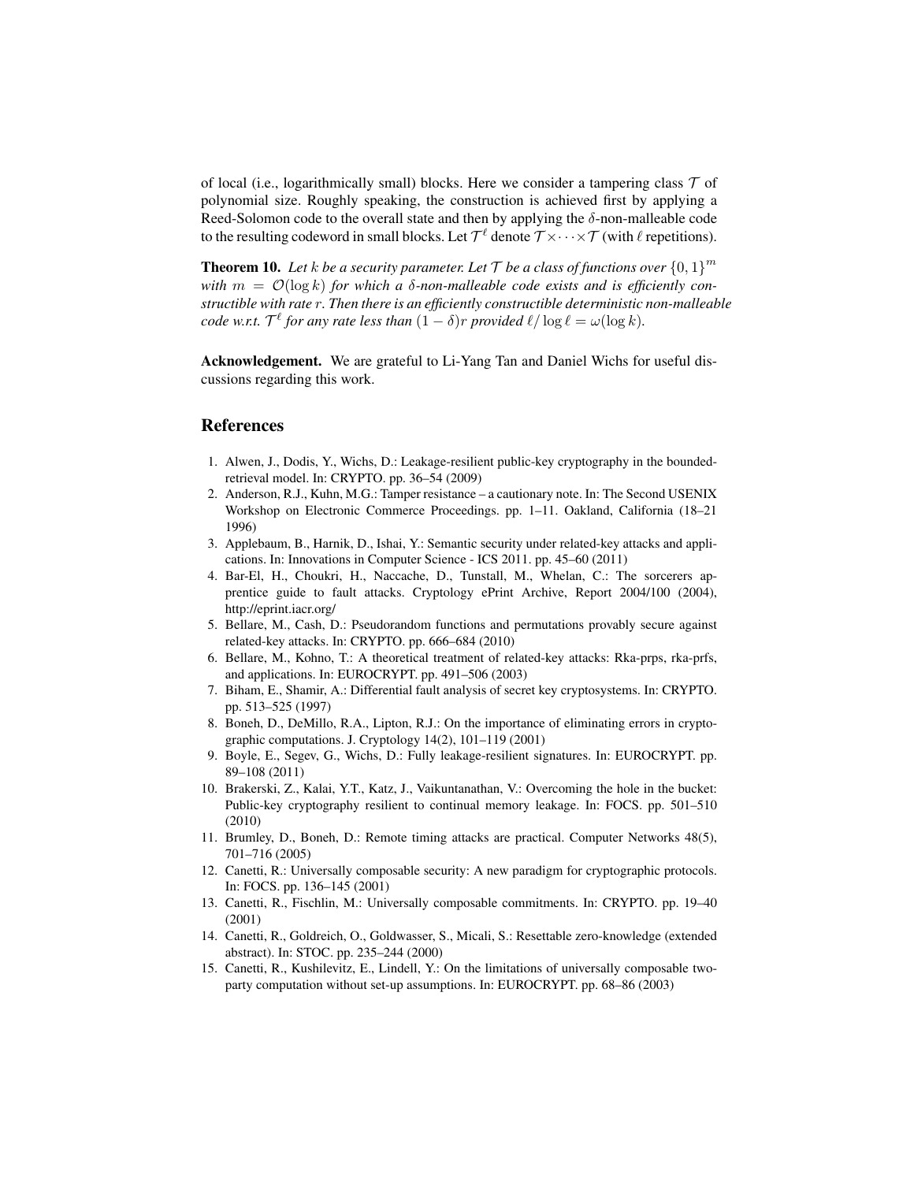of local (i.e., logarithmically small) blocks. Here we consider a tampering class $\mathcal{T}$ of polynomial size. Roughly speaking, the construction is achieved first by applying a Reed-Solomon code to the overall state and then by applying the $\delta$-non-malleable code to the resulting codeword in small blocks. Let $\mathcal{T}^\ell$ denote $\mathcal{T} \times \cdots \times \mathcal{T}$ (with $\ell$ repetitions).

**Theorem 10.** *Let $k$ be a security parameter. Let $\mathcal{T}$ be a class of functions over $\{0,1\}^m$ with $m = \mathcal{O}(\log k)$ for which a $\delta$-non-malleable code exists and is efficiently constructible with rate $r$. Then there is an efficiently constructible deterministic non-malleable code w.r.t. $\mathcal{T}^\ell$ for any rate less than $(1-\delta)r$ provided $\ell/\log \ell = \omega(\log k)$.*

**Acknowledgement.** We are grateful to Li-Yang Tan and Daniel Wichs for useful discussions regarding this work.

## References

1. Alwen, J., Dodis, Y., Wichs, D.: Leakage-resilient public-key cryptography in the bounded-retrieval model. In: CRYPTO. pp. 36–54 (2009)
2. Anderson, R.J., Kuhn, M.G.: Tamper resistance – a cautionary note. In: The Second USENIX Workshop on Electronic Commerce Proceedings. pp. 1–11. Oakland, California (18–21 1996)
3. Applebaum, B., Harnik, D., Ishai, Y.: Semantic security under related-key attacks and applications. In: Innovations in Computer Science - ICS 2011. pp. 45–60 (2011)
4. Bar-El, H., Choukri, H., Naccache, D., Tunstall, M., Whelan, C.: The sorcerers apprentice guide to fault attacks. Cryptology ePrint Archive, Report 2004/100 (2004), http://eprint.iacr.org/
5. Bellare, M., Cash, D.: Pseudorandom functions and permutations provably secure against related-key attacks. In: CRYPTO. pp. 666–684 (2010)
6. Bellare, M., Kohno, T.: A theoretical treatment of related-key attacks: Rka-prps, rka-prfs, and applications. In: EUROCRYPT. pp. 491–506 (2003)
7. Biham, E., Shamir, A.: Differential fault analysis of secret key cryptosystems. In: CRYPTO. pp. 513–525 (1997)
8. Boneh, D., DeMillo, R.A., Lipton, R.J.: On the importance of eliminating errors in cryptographic computations. J. Cryptology 14(2), 101–119 (2001)
9. Boyle, E., Segev, G., Wichs, D.: Fully leakage-resilient signatures. In: EUROCRYPT. pp. 89–108 (2011)
10. Brakerski, Z., Kalai, Y.T., Katz, J., Vaikuntanathan, V.: Overcoming the hole in the bucket: Public-key cryptography resilient to continual memory leakage. In: FOCS. pp. 501–510 (2010)
11. Brumley, D., Boneh, D.: Remote timing attacks are practical. Computer Networks 48(5), 701–716 (2005)
12. Canetti, R.: Universally composable security: A new paradigm for cryptographic protocols. In: FOCS. pp. 136–145 (2001)
13. Canetti, R., Fischlin, M.: Universally composable commitments. In: CRYPTO. pp. 19–40 (2001)
14. Canetti, R., Goldreich, O., Goldwasser, S., Micali, S.: Resettable zero-knowledge (extended abstract). In: STOC. pp. 235–244 (2000)
15. Canetti, R., Kushilevitz, E., Lindell, Y.: On the limitations of universally composable two-party computation without set-up assumptions. In: EUROCRYPT. pp. 68–86 (2003)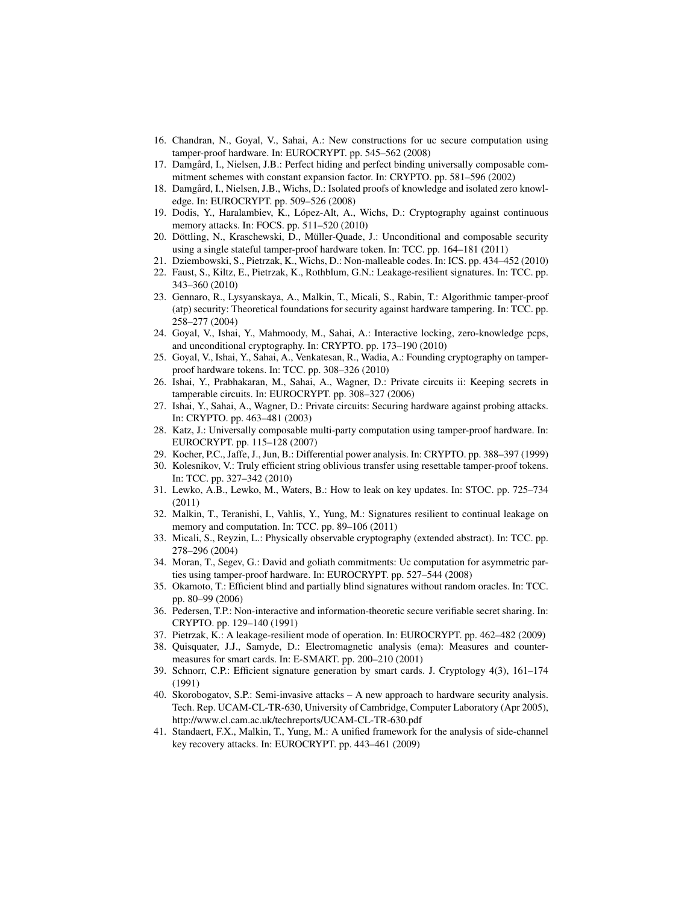16. Chandran, N., Goyal, V., Sahai, A.: New constructions for uc secure computation using tamper-proof hardware. In: EUROCRYPT. pp. 545–562 (2008)
17. Damgård, I., Nielsen, J.B.: Perfect hiding and perfect binding universally composable commitment schemes with constant expansion factor. In: CRYPTO. pp. 581–596 (2002)
18. Damgård, I., Nielsen, J.B., Wichs, D.: Isolated proofs of knowledge and isolated zero knowledge. In: EUROCRYPT. pp. 509–526 (2008)
19. Dodis, Y., Haralambiev, K., López-Alt, A., Wichs, D.: Cryptography against continuous memory attacks. In: FOCS. pp. 511–520 (2010)
20. Döttling, N., Kraschewski, D., Müller-Quade, J.: Unconditional and composable security using a single stateful tamper-proof hardware token. In: TCC. pp. 164–181 (2011)
21. Dziembowski, S., Pietrzak, K., Wichs, D.: Non-malleable codes. In: ICS. pp. 434–452 (2010)
22. Faust, S., Kiltz, E., Pietrzak, K., Rothblum, G.N.: Leakage-resilient signatures. In: TCC. pp. 343–360 (2010)
23. Gennaro, R., Lysyanskaya, A., Malkin, T., Micali, S., Rabin, T.: Algorithmic tamper-proof (atp) security: Theoretical foundations for security against hardware tampering. In: TCC. pp. 258–277 (2004)
24. Goyal, V., Ishai, Y., Mahmoody, M., Sahai, A.: Interactive locking, zero-knowledge pcps, and unconditional cryptography. In: CRYPTO. pp. 173–190 (2010)
25. Goyal, V., Ishai, Y., Sahai, A., Venkatesan, R., Wadia, A.: Founding cryptography on tamper-proof hardware tokens. In: TCC. pp. 308–326 (2010)
26. Ishai, Y., Prabhakaran, M., Sahai, A., Wagner, D.: Private circuits ii: Keeping secrets in tamperable circuits. In: EUROCRYPT. pp. 308–327 (2006)
27. Ishai, Y., Sahai, A., Wagner, D.: Private circuits: Securing hardware against probing attacks. In: CRYPTO. pp. 463–481 (2003)
28. Katz, J.: Universally composable multi-party computation using tamper-proof hardware. In: EUROCRYPT. pp. 115–128 (2007)
29. Kocher, P.C., Jaffe, J., Jun, B.: Differential power analysis. In: CRYPTO. pp. 388–397 (1999)
30. Kolesnikov, V.: Truly efficient string oblivious transfer using resettable tamper-proof tokens. In: TCC. pp. 327–342 (2010)
31. Lewko, A.B., Lewko, M., Waters, B.: How to leak on key updates. In: STOC. pp. 725–734 (2011)
32. Malkin, T., Teranishi, I., Vahlis, Y., Yung, M.: Signatures resilient to continual leakage on memory and computation. In: TCC. pp. 89–106 (2011)
33. Micali, S., Reyzin, L.: Physically observable cryptography (extended abstract). In: TCC. pp. 278–296 (2004)
34. Moran, T., Segev, G.: David and goliath commitments: Uc computation for asymmetric parties using tamper-proof hardware. In: EUROCRYPT. pp. 527–544 (2008)
35. Okamoto, T.: Efficient blind and partially blind signatures without random oracles. In: TCC. pp. 80–99 (2006)
36. Pedersen, T.P.: Non-interactive and information-theoretic secure verifiable secret sharing. In: CRYPTO. pp. 129–140 (1991)
37. Pietrzak, K.: A leakage-resilient mode of operation. In: EUROCRYPT. pp. 462–482 (2009)
38. Quisquater, J.J., Samyde, D.: Electromagnetic analysis (ema): Measures and countermeasures for smart cards. In: E-SMART. pp. 200–210 (2001)
39. Schnorr, C.P.: Efficient signature generation by smart cards. J. Cryptology 4(3), 161–174 (1991)
40. Skorobogatov, S.P.: Semi-invasive attacks – A new approach to hardware security analysis. Tech. Rep. UCAM-CL-TR-630, University of Cambridge, Computer Laboratory (Apr 2005), http://www.cl.cam.ac.uk/techreports/UCAM-CL-TR-630.pdf
41. Standaert, F.X., Malkin, T., Yung, M.: A unified framework for the analysis of side-channel key recovery attacks. In: EUROCRYPT. pp. 443–461 (2009)